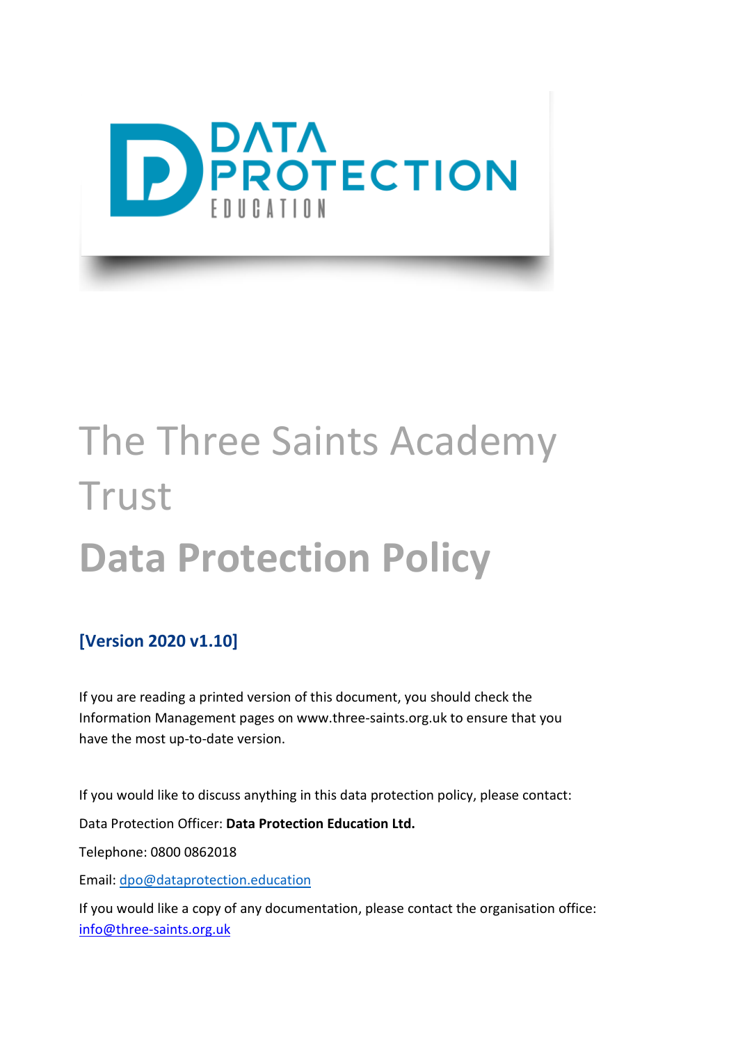# The Three Saints Academy Trust

# Data Protection Policy

**[Version 2020 v1.10]**

If you are reading a printed version of this document, you should check the Information Management pages on www.three-saints.org.uk to ensure that you have the most up-to-date version.

If you would like to discuss anything in this data protection policy, please contact:

Data Protection Officer: **Data Protection Education Ltd.**

Telephone: 0800 0862018

Email: dpo@dataprotection.education

If you would like a copy of any documentation, please contact the organisation office: info@three-saints.org.uk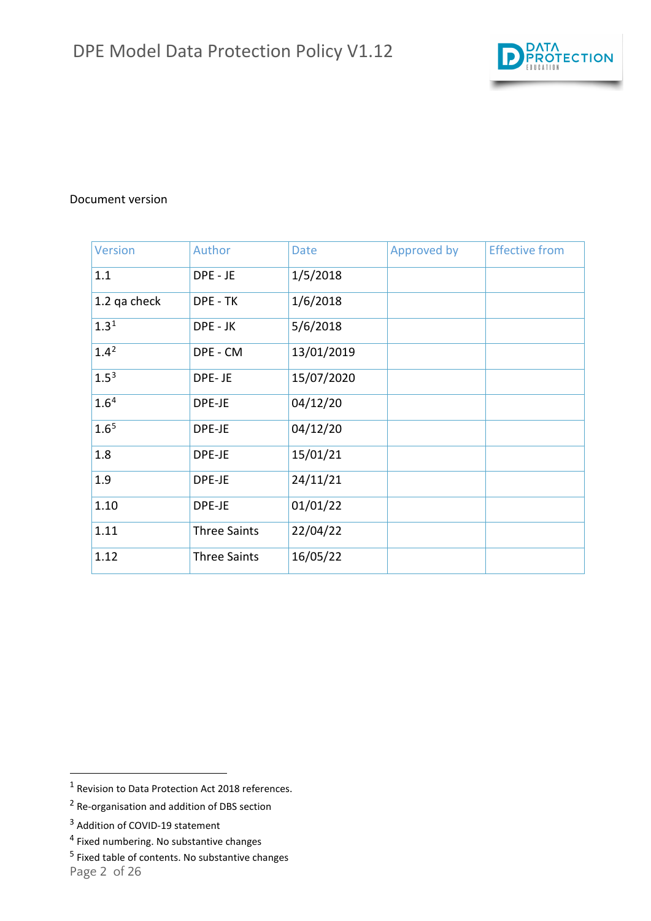Document version

| Version | Author | Date | Approved by | Effective from |
|---|---|---|---|---|
| 1.1 | DPE - JE | 1/5/2018 | | |
| 1.2 qa check | DPE - TK | 1/6/2018 | | |
| 1.3[1] | DPE - JK | 5/6/2018 | | |
| 1.4[2] | DPE - CM | 13/01/2019 | | |
| 1.5[3] | DPE- JE | 15/07/2020 | | |
| 1.6[4] | DPE-JE | 04/12/20 | | |
| 1.6[5] | DPE-JE | 04/12/20 | | |
| 1.8 | DPE-JE | 15/01/21 | | |
| 1.9 | DPE-JE | 24/11/21 | | |
| 1.10 | DPE-JE | 01/01/22 | | |
| 1.11 | Three Saints | 22/04/22 | | |
| 1.12 | Three Saints | 16/05/22 | | |

[1] Revision to Data Protection Act 2018 references.

[2] Re-organisation and addition of DBS section

[3] Addition of COVID-19 statement

[4] Fixed numbering. No substantive changes

[5] Fixed table of contents. No substantive changes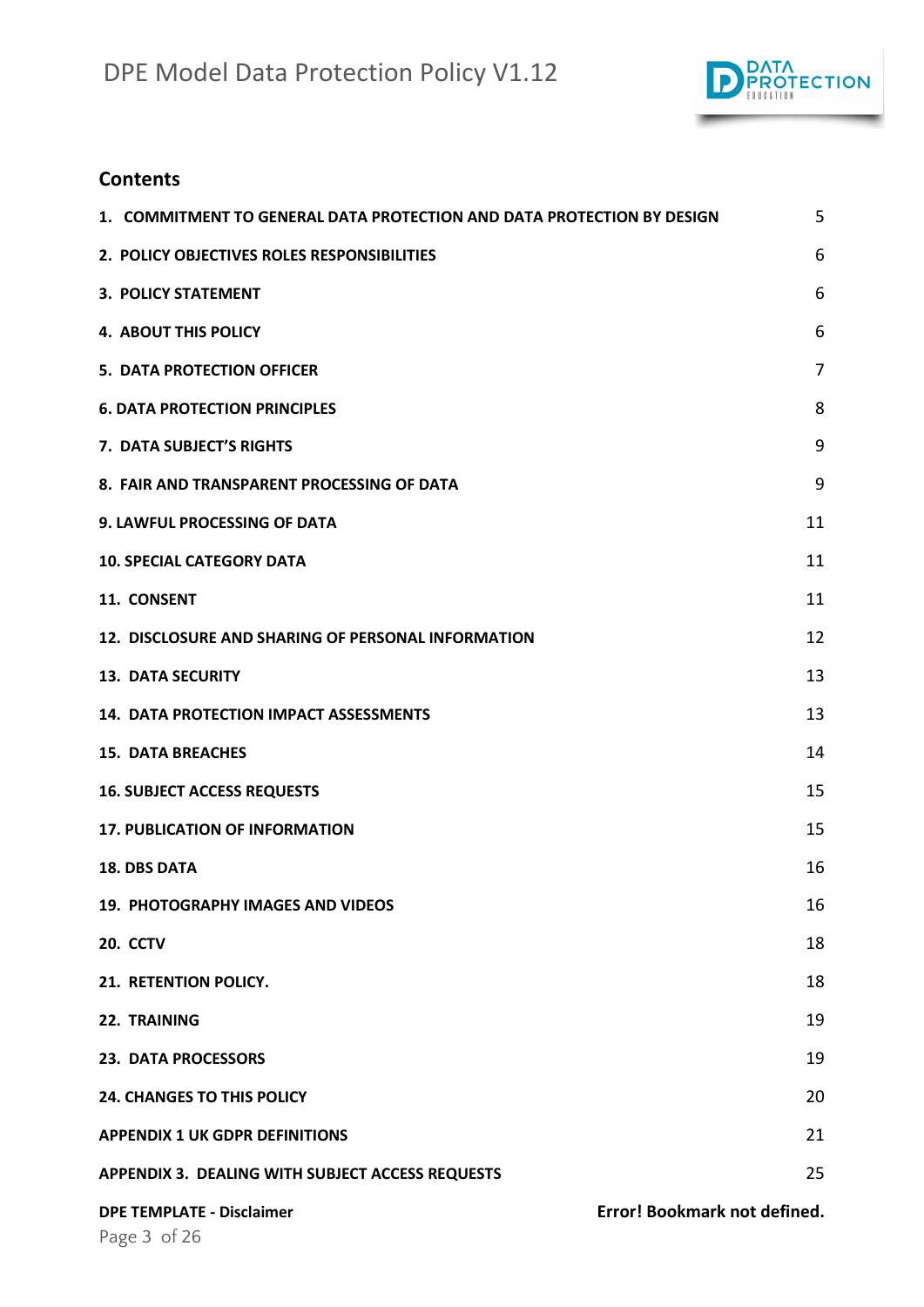## Contents

| | |
|---|---|
| **1. COMMITMENT TO GENERAL DATA PROTECTION AND DATA PROTECTION BY DESIGN** | 5 |
| **2. POLICY OBJECTIVES ROLES RESPONSIBILITIES** | 6 |
| **3. POLICY STATEMENT** | 6 |
| **4. ABOUT THIS POLICY** | 6 |
| **5. DATA PROTECTION OFFICER** | 7 |
| **6. DATA PROTECTION PRINCIPLES** | 8 |
| **7. DATA SUBJECT'S RIGHTS** | 9 |
| **8. FAIR AND TRANSPARENT PROCESSING OF DATA** | 9 |
| **9. LAWFUL PROCESSING OF DATA** | 11 |
| **10. SPECIAL CATEGORY DATA** | 11 |
| **11. CONSENT** | 11 |
| **12. DISCLOSURE AND SHARING OF PERSONAL INFORMATION** | 12 |
| **13. DATA SECURITY** | 13 |
| **14. DATA PROTECTION IMPACT ASSESSMENTS** | 13 |
| **15. DATA BREACHES** | 14 |
| **16. SUBJECT ACCESS REQUESTS** | 15 |
| **17. PUBLICATION OF INFORMATION** | 15 |
| **18. DBS DATA** | 16 |
| **19. PHOTOGRAPHY IMAGES AND VIDEOS** | 16 |
| **20. CCTV** | 18 |
| **21. RETENTION POLICY.** | 18 |
| **22. TRAINING** | 19 |
| **23. DATA PROCESSORS** | 19 |
| **24. CHANGES TO THIS POLICY** | 20 |
| **APPENDIX 1 UK GDPR DEFINITIONS** | 21 |
| **APPENDIX 3. DEALING WITH SUBJECT ACCESS REQUESTS** | 25 |
| **DPE TEMPLATE - Disclaimer** | **Error! Bookmark not defined.** |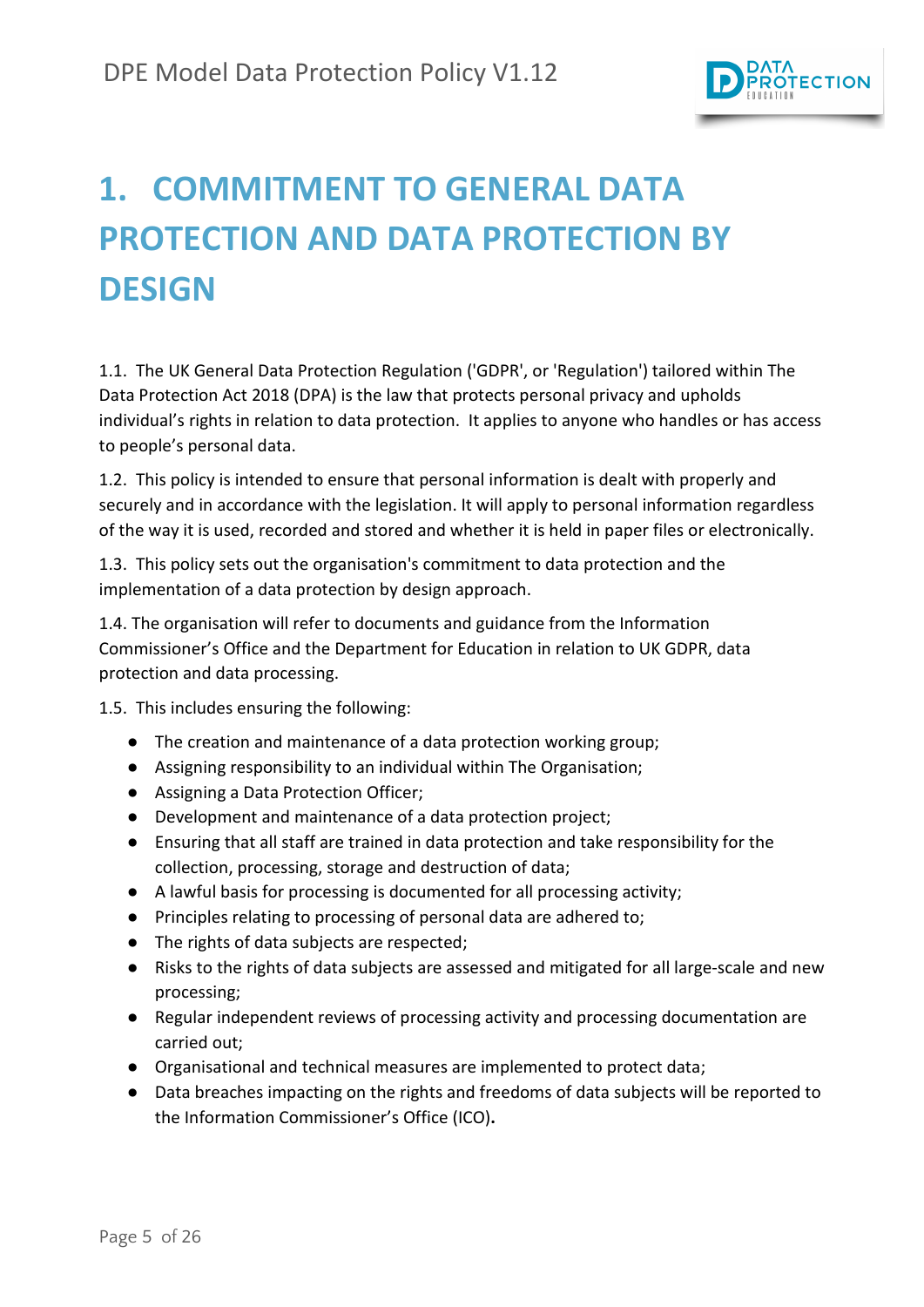# 1. COMMITMENT TO GENERAL DATA PROTECTION AND DATA PROTECTION BY DESIGN

1.1. The UK General Data Protection Regulation ('GDPR', or 'Regulation') tailored within The Data Protection Act 2018 (DPA) is the law that protects personal privacy and upholds individual's rights in relation to data protection. It applies to anyone who handles or has access to people's personal data.

1.2. This policy is intended to ensure that personal information is dealt with properly and securely and in accordance with the legislation. It will apply to personal information regardless of the way it is used, recorded and stored and whether it is held in paper files or electronically.

1.3. This policy sets out the organisation's commitment to data protection and the implementation of a data protection by design approach.

1.4. The organisation will refer to documents and guidance from the Information Commissioner's Office and the Department for Education in relation to UK GDPR, data protection and data processing.

1.5. This includes ensuring the following:

- The creation and maintenance of a data protection working group;
- Assigning responsibility to an individual within The Organisation;
- Assigning a Data Protection Officer;
- Development and maintenance of a data protection project;
- Ensuring that all staff are trained in data protection and take responsibility for the collection, processing, storage and destruction of data;
- A lawful basis for processing is documented for all processing activity;
- Principles relating to processing of personal data are adhered to;
- The rights of data subjects are respected;
- Risks to the rights of data subjects are assessed and mitigated for all large-scale and new processing;
- Regular independent reviews of processing activity and processing documentation are carried out;
- Organisational and technical measures are implemented to protect data;
- Data breaches impacting on the rights and freedoms of data subjects will be reported to the Information Commissioner's Office (ICO).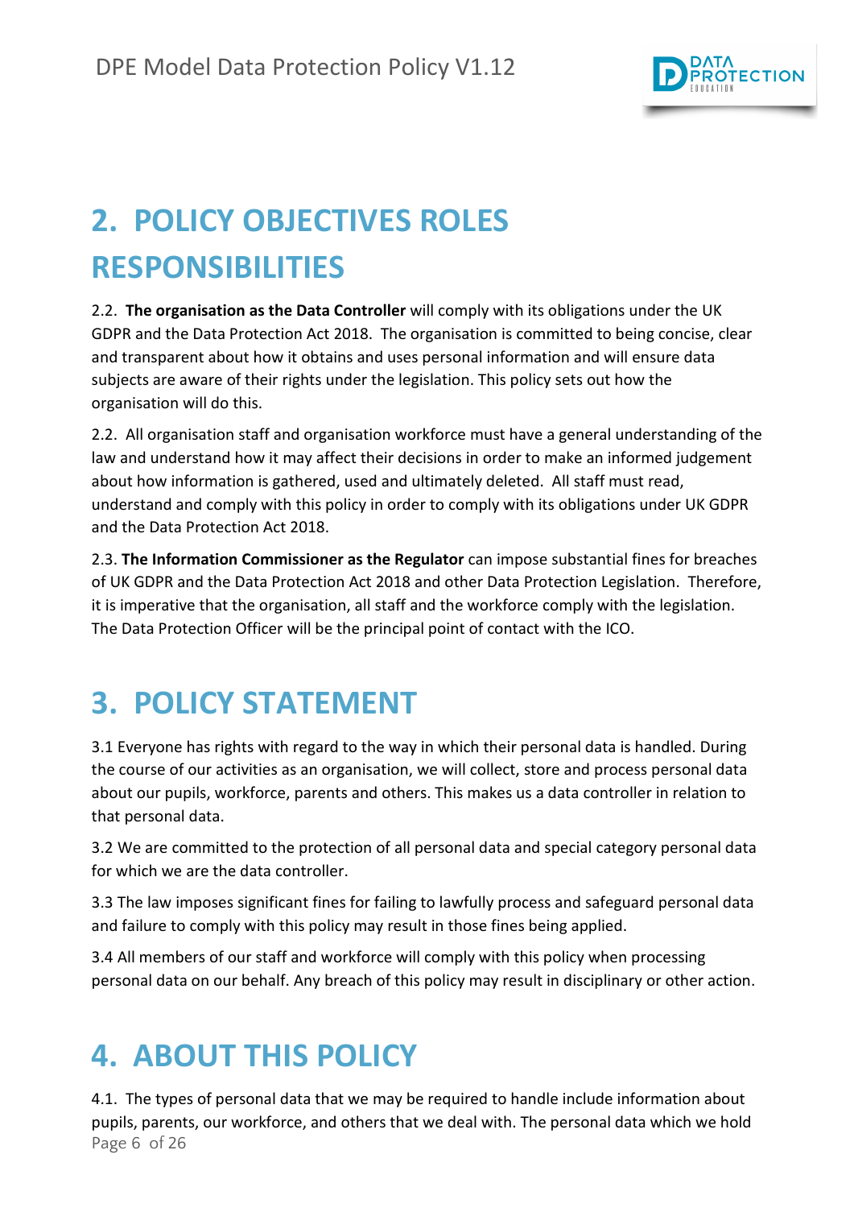## 2. POLICY OBJECTIVES ROLES RESPONSIBILITIES

2.2. **The organisation as the Data Controller** will comply with its obligations under the UK GDPR and the Data Protection Act 2018. The organisation is committed to being concise, clear and transparent about how it obtains and uses personal information and will ensure data subjects are aware of their rights under the legislation. This policy sets out how the organisation will do this.

2.2. All organisation staff and organisation workforce must have a general understanding of the law and understand how it may affect their decisions in order to make an informed judgement about how information is gathered, used and ultimately deleted. All staff must read, understand and comply with this policy in order to comply with its obligations under UK GDPR and the Data Protection Act 2018.

2.3. **The Information Commissioner as the Regulator** can impose substantial fines for breaches of UK GDPR and the Data Protection Act 2018 and other Data Protection Legislation. Therefore, it is imperative that the organisation, all staff and the workforce comply with the legislation. The Data Protection Officer will be the principal point of contact with the ICO.

## 3. POLICY STATEMENT

3.1 Everyone has rights with regard to the way in which their personal data is handled. During the course of our activities as an organisation, we will collect, store and process personal data about our pupils, workforce, parents and others. This makes us a data controller in relation to that personal data.

3.2 We are committed to the protection of all personal data and special category personal data for which we are the data controller.

3.3 The law imposes significant fines for failing to lawfully process and safeguard personal data and failure to comply with this policy may result in those fines being applied.

3.4 All members of our staff and workforce will comply with this policy when processing personal data on our behalf. Any breach of this policy may result in disciplinary or other action.

## 4. ABOUT THIS POLICY

4.1. The types of personal data that we may be required to handle include information about pupils, parents, our workforce, and others that we deal with. The personal data which we hold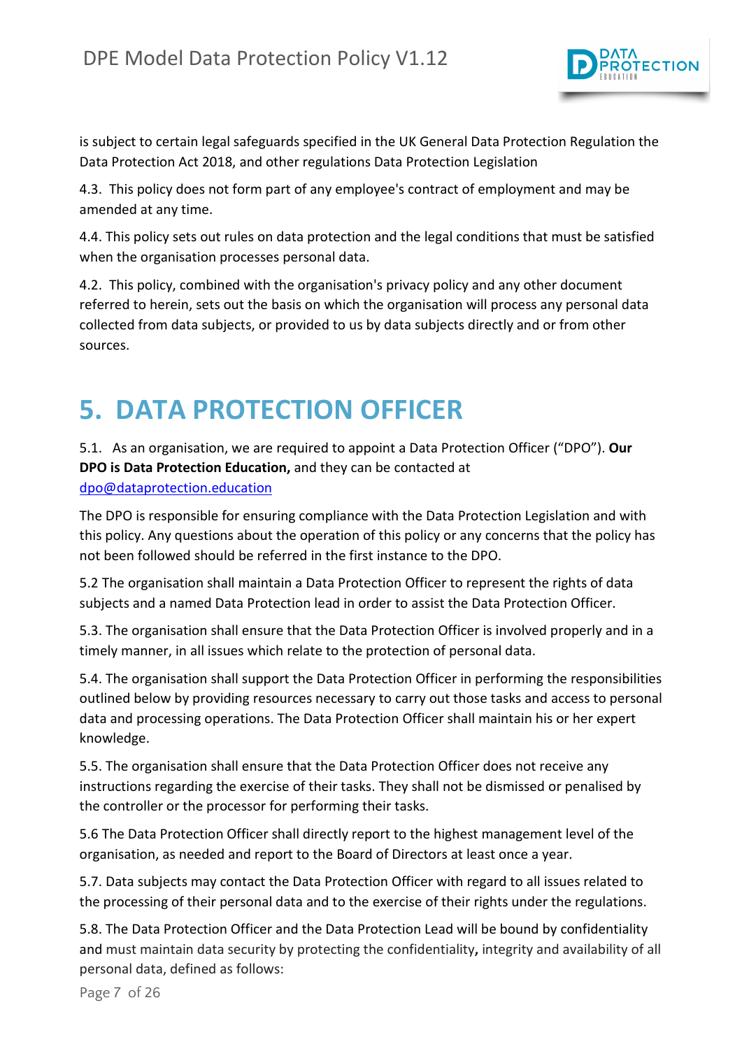is subject to certain legal safeguards specified in the UK General Data Protection Regulation the Data Protection Act 2018, and other regulations Data Protection Legislation

4.3. This policy does not form part of any employee's contract of employment and may be amended at any time.

4.4. This policy sets out rules on data protection and the legal conditions that must be satisfied when the organisation processes personal data.

4.2. This policy, combined with the organisation's privacy policy and any other document referred to herein, sets out the basis on which the organisation will process any personal data collected from data subjects, or provided to us by data subjects directly and or from other sources.

# 5. DATA PROTECTION OFFICER

5.1. As an organisation, we are required to appoint a Data Protection Officer ("DPO"). **Our DPO is Data Protection Education,** and they can be contacted at [dpo@dataprotection.education](mailto:dpo@dataprotection.education)

The DPO is responsible for ensuring compliance with the Data Protection Legislation and with this policy. Any questions about the operation of this policy or any concerns that the policy has not been followed should be referred in the first instance to the DPO.

5.2 The organisation shall maintain a Data Protection Officer to represent the rights of data subjects and a named Data Protection lead in order to assist the Data Protection Officer.

5.3. The organisation shall ensure that the Data Protection Officer is involved properly and in a timely manner, in all issues which relate to the protection of personal data.

5.4. The organisation shall support the Data Protection Officer in performing the responsibilities outlined below by providing resources necessary to carry out those tasks and access to personal data and processing operations. The Data Protection Officer shall maintain his or her expert knowledge.

5.5. The organisation shall ensure that the Data Protection Officer does not receive any instructions regarding the exercise of their tasks. They shall not be dismissed or penalised by the controller or the processor for performing their tasks.

5.6 The Data Protection Officer shall directly report to the highest management level of the organisation, as needed and report to the Board of Directors at least once a year.

5.7. Data subjects may contact the Data Protection Officer with regard to all issues related to the processing of their personal data and to the exercise of their rights under the regulations.

5.8. The Data Protection Officer and the Data Protection Lead will be bound by confidentiality and must maintain data security by protecting the confidentiality**,** integrity and availability of all personal data, defined as follows: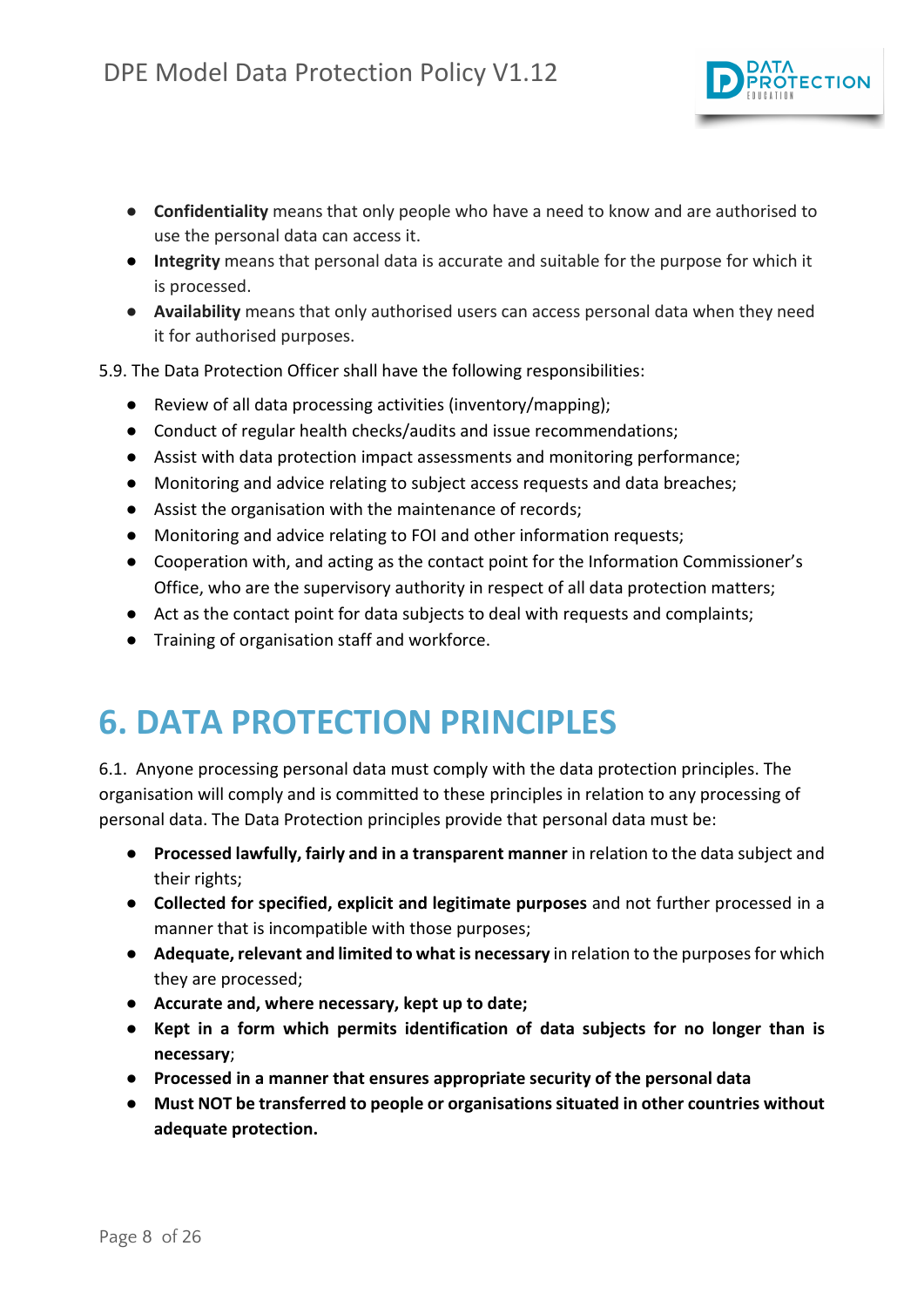- **Confidentiality** means that only people who have a need to know and are authorised to use the personal data can access it.
- **Integrity** means that personal data is accurate and suitable for the purpose for which it is processed.
- **Availability** means that only authorised users can access personal data when they need it for authorised purposes.

5.9. The Data Protection Officer shall have the following responsibilities:

- Review of all data processing activities (inventory/mapping);
- Conduct of regular health checks/audits and issue recommendations;
- Assist with data protection impact assessments and monitoring performance;
- Monitoring and advice relating to subject access requests and data breaches;
- Assist the organisation with the maintenance of records;
- Monitoring and advice relating to FOI and other information requests;
- Cooperation with, and acting as the contact point for the Information Commissioner's Office, who are the supervisory authority in respect of all data protection matters;
- Act as the contact point for data subjects to deal with requests and complaints;
- Training of organisation staff and workforce.

# 6. DATA PROTECTION PRINCIPLES

6.1. Anyone processing personal data must comply with the data protection principles. The organisation will comply and is committed to these principles in relation to any processing of personal data. The Data Protection principles provide that personal data must be:

- **Processed lawfully, fairly and in a transparent manner** in relation to the data subject and their rights;
- **Collected for specified, explicit and legitimate purposes** and not further processed in a manner that is incompatible with those purposes;
- **Adequate, relevant and limited to what is necessary** in relation to the purposes for which they are processed;
- **Accurate and, where necessary, kept up to date;**
- **Kept in a form which permits identification of data subjects for no longer than is necessary**;
- **Processed in a manner that ensures appropriate security of the personal data**
- **Must NOT be transferred to people or organisations situated in other countries without adequate protection.**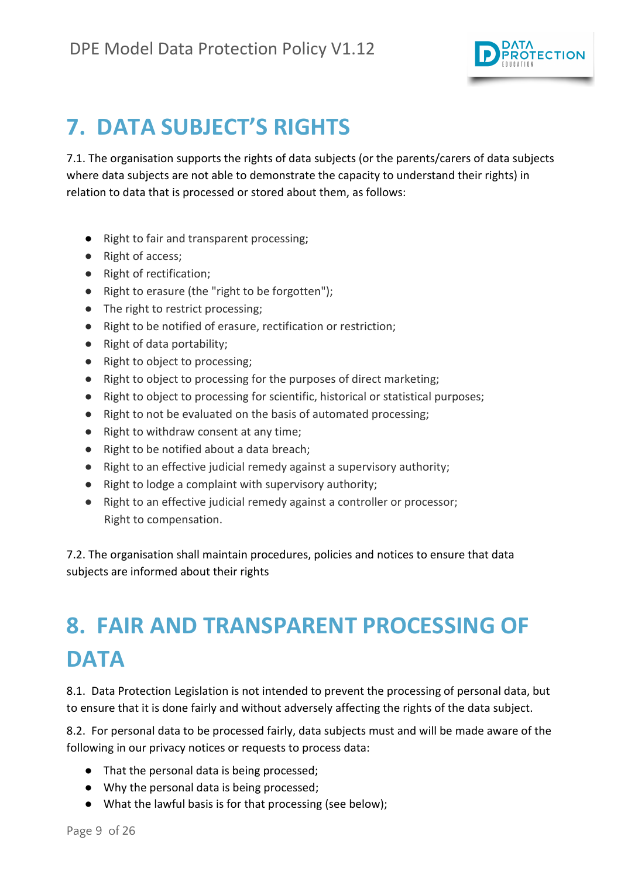# 7. DATA SUBJECT'S RIGHTS

7.1. The organisation supports the rights of data subjects (or the parents/carers of data subjects where data subjects are not able to demonstrate the capacity to understand their rights) in relation to data that is processed or stored about them, as follows:

- Right to fair and transparent processing;
- Right of access;
- Right of rectification;
- Right to erasure (the "right to be forgotten");
- The right to restrict processing;
- Right to be notified of erasure, rectification or restriction;
- Right of data portability;
- Right to object to processing;
- Right to object to processing for the purposes of direct marketing;
- Right to object to processing for scientific, historical or statistical purposes;
- Right to not be evaluated on the basis of automated processing;
- Right to withdraw consent at any time;
- Right to be notified about a data breach;
- Right to an effective judicial remedy against a supervisory authority;
- Right to lodge a complaint with supervisory authority;
- Right to an effective judicial remedy against a controller or processor;
  Right to compensation.

7.2. The organisation shall maintain procedures, policies and notices to ensure that data subjects are informed about their rights

# 8. FAIR AND TRANSPARENT PROCESSING OF DATA

8.1. Data Protection Legislation is not intended to prevent the processing of personal data, but to ensure that it is done fairly and without adversely affecting the rights of the data subject.

8.2. For personal data to be processed fairly, data subjects must and will be made aware of the following in our privacy notices or requests to process data:

- That the personal data is being processed;
- Why the personal data is being processed;
- What the lawful basis is for that processing (see below);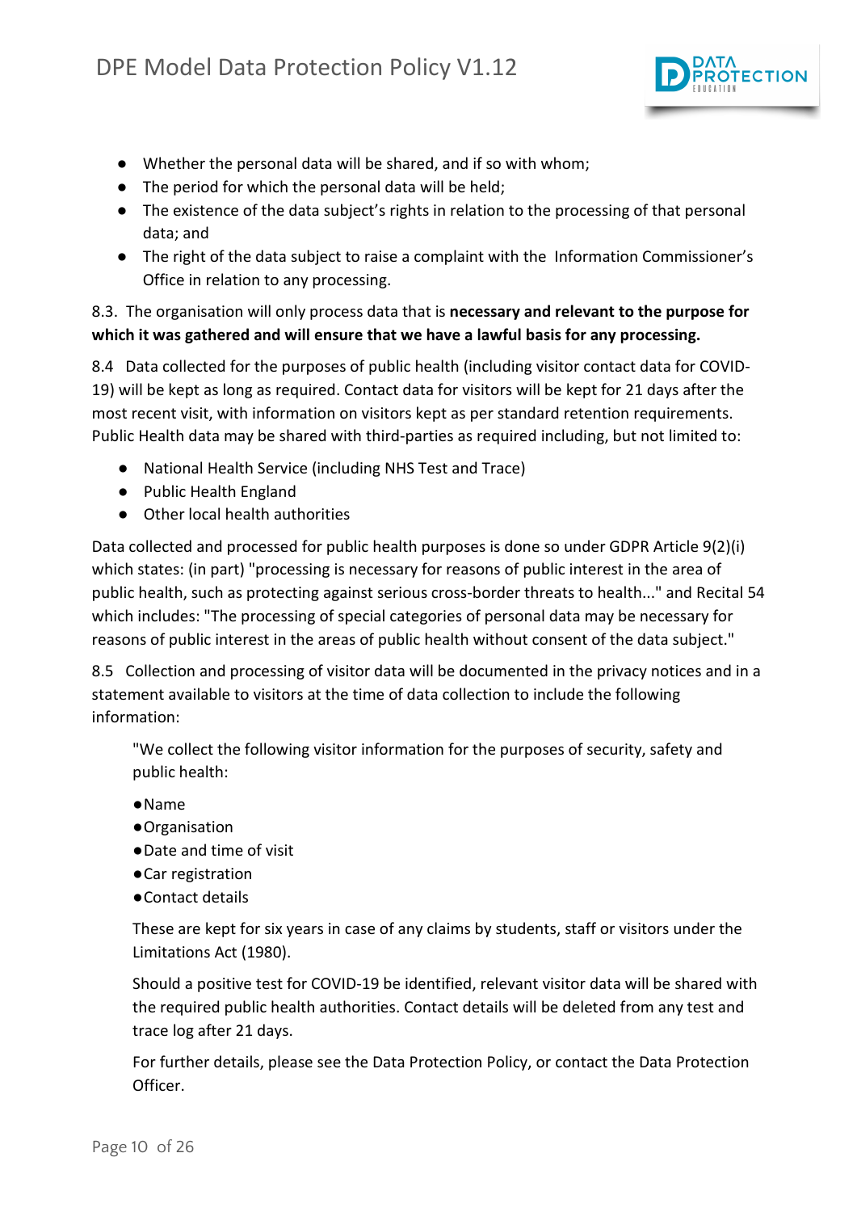- Whether the personal data will be shared, and if so with whom;
- The period for which the personal data will be held;
- The existence of the data subject's rights in relation to the processing of that personal data; and
- The right of the data subject to raise a complaint with the Information Commissioner's Office in relation to any processing.

8.3. The organisation will only process data that is **necessary and relevant to the purpose for which it was gathered and will ensure that we have a lawful basis for any processing.**

8.4 Data collected for the purposes of public health (including visitor contact data for COVID-19) will be kept as long as required. Contact data for visitors will be kept for 21 days after the most recent visit, with information on visitors kept as per standard retention requirements. Public Health data may be shared with third-parties as required including, but not limited to:

- National Health Service (including NHS Test and Trace)
- Public Health England
- Other local health authorities

Data collected and processed for public health purposes is done so under GDPR Article 9(2)(i) which states: (in part) "processing is necessary for reasons of public interest in the area of public health, such as protecting against serious cross-border threats to health..." and Recital 54 which includes: "The processing of special categories of personal data may be necessary for reasons of public interest in the areas of public health without consent of the data subject."

8.5 Collection and processing of visitor data will be documented in the privacy notices and in a statement available to visitors at the time of data collection to include the following information:

> "We collect the following visitor information for the purposes of security, safety and public health:
>
> - Name
> - Organisation
> - Date and time of visit
> - Car registration
> - Contact details
>
> These are kept for six years in case of any claims by students, staff or visitors under the Limitations Act (1980).
>
> Should a positive test for COVID-19 be identified, relevant visitor data will be shared with the required public health authorities. Contact details will be deleted from any test and trace log after 21 days.
>
> For further details, please see the Data Protection Policy, or contact the Data Protection Officer.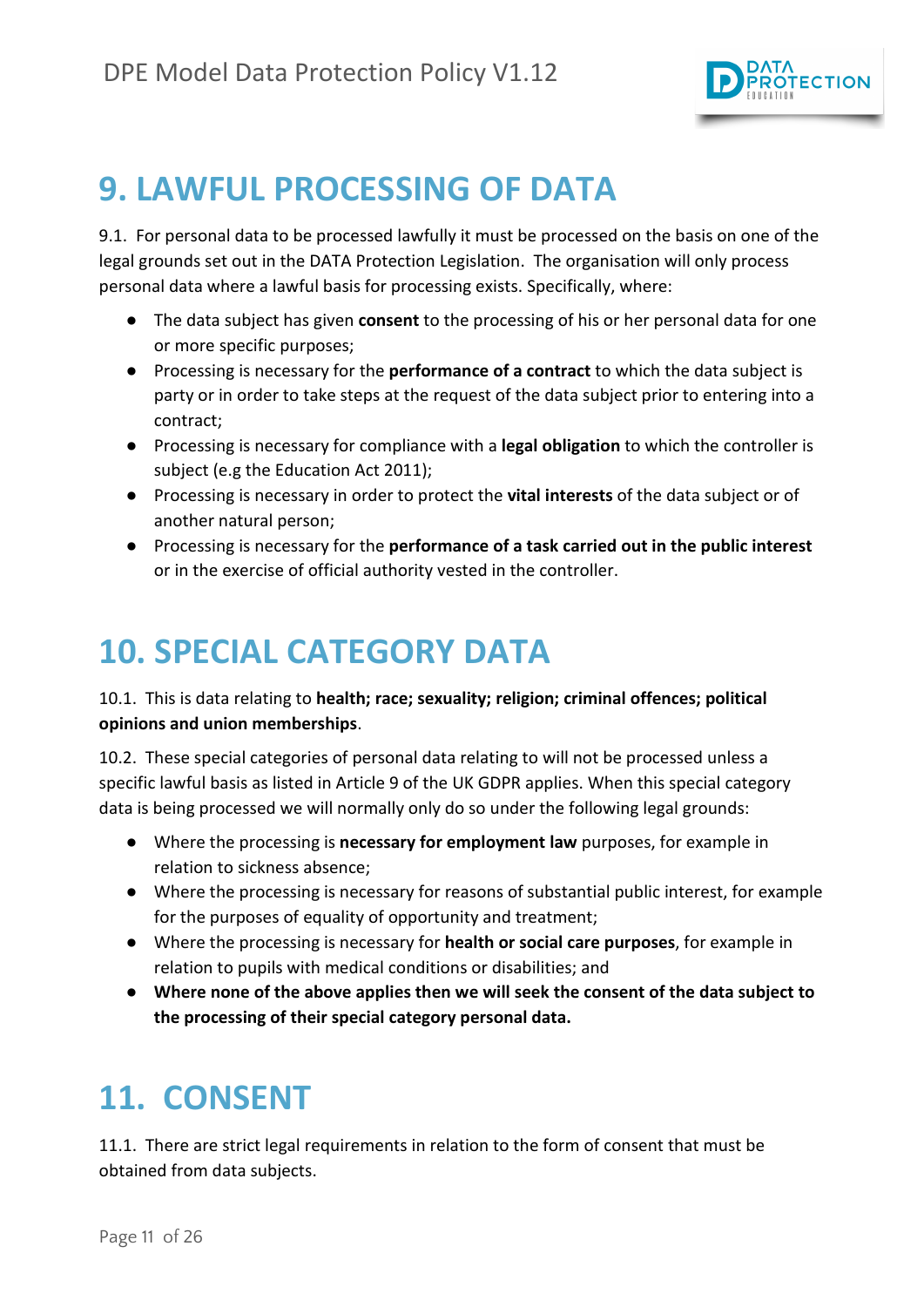# 9. LAWFUL PROCESSING OF DATA

9.1. For personal data to be processed lawfully it must be processed on the basis on one of the legal grounds set out in the DATA Protection Legislation. The organisation will only process personal data where a lawful basis for processing exists. Specifically, where:

- The data subject has given **consent** to the processing of his or her personal data for one or more specific purposes;
- Processing is necessary for the **performance of a contract** to which the data subject is party or in order to take steps at the request of the data subject prior to entering into a contract;
- Processing is necessary for compliance with a **legal obligation** to which the controller is subject (e.g the Education Act 2011);
- Processing is necessary in order to protect the **vital interests** of the data subject or of another natural person;
- Processing is necessary for the **performance of a task carried out in the public interest** or in the exercise of official authority vested in the controller.

# 10. SPECIAL CATEGORY DATA

10.1. This is data relating to **health; race; sexuality; religion; criminal offences; political opinions and union memberships**.

10.2. These special categories of personal data relating to will not be processed unless a specific lawful basis as listed in Article 9 of the UK GDPR applies. When this special category data is being processed we will normally only do so under the following legal grounds:

- Where the processing is **necessary for employment law** purposes, for example in relation to sickness absence;
- Where the processing is necessary for reasons of substantial public interest, for example for the purposes of equality of opportunity and treatment;
- Where the processing is necessary for **health or social care purposes**, for example in relation to pupils with medical conditions or disabilities; and
- **Where none of the above applies then we will seek the consent of the data subject to the processing of their special category personal data.**

# 11. CONSENT

11.1. There are strict legal requirements in relation to the form of consent that must be obtained from data subjects.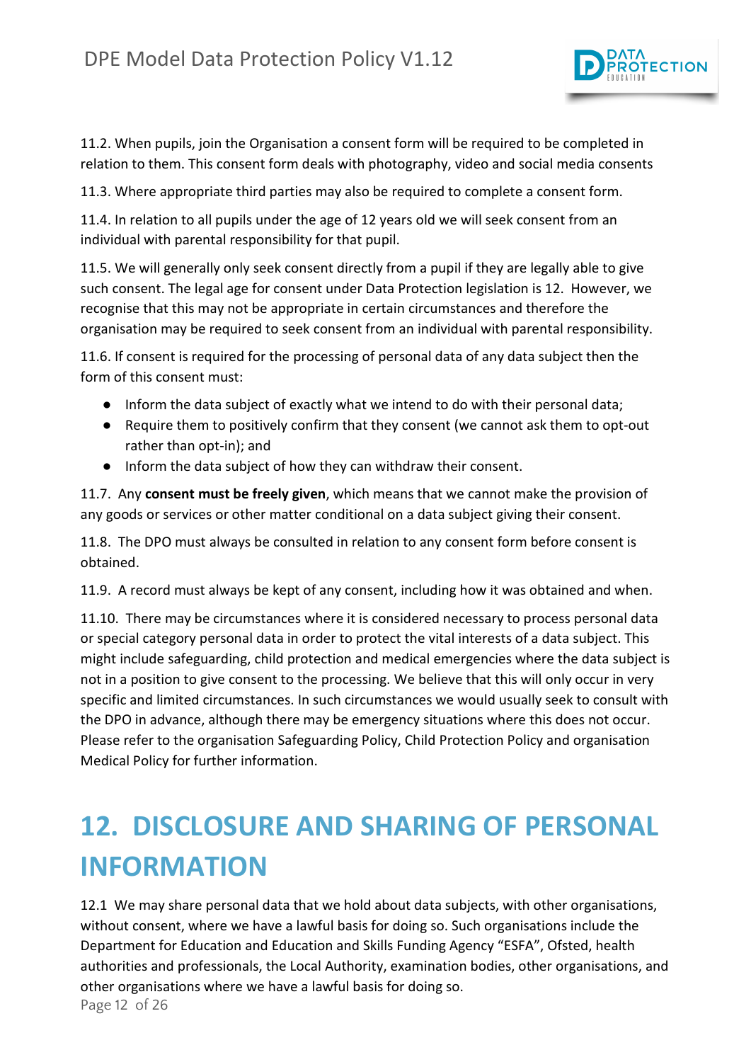11.2. When pupils, join the Organisation a consent form will be required to be completed in relation to them. This consent form deals with photography, video and social media consents

11.3. Where appropriate third parties may also be required to complete a consent form.

11.4. In relation to all pupils under the age of 12 years old we will seek consent from an individual with parental responsibility for that pupil.

11.5. We will generally only seek consent directly from a pupil if they are legally able to give such consent. The legal age for consent under Data Protection legislation is 12. However, we recognise that this may not be appropriate in certain circumstances and therefore the organisation may be required to seek consent from an individual with parental responsibility.

11.6. If consent is required for the processing of personal data of any data subject then the form of this consent must:

- Inform the data subject of exactly what we intend to do with their personal data;
- Require them to positively confirm that they consent (we cannot ask them to opt-out rather than opt-in); and
- Inform the data subject of how they can withdraw their consent.

11.7. Any **consent must be freely given**, which means that we cannot make the provision of any goods or services or other matter conditional on a data subject giving their consent.

11.8. The DPO must always be consulted in relation to any consent form before consent is obtained.

11.9. A record must always be kept of any consent, including how it was obtained and when.

11.10. There may be circumstances where it is considered necessary to process personal data or special category personal data in order to protect the vital interests of a data subject. This might include safeguarding, child protection and medical emergencies where the data subject is not in a position to give consent to the processing. We believe that this will only occur in very specific and limited circumstances. In such circumstances we would usually seek to consult with the DPO in advance, although there may be emergency situations where this does not occur. Please refer to the organisation Safeguarding Policy, Child Protection Policy and organisation Medical Policy for further information.

# 12. DISCLOSURE AND SHARING OF PERSONAL INFORMATION

12.1 We may share personal data that we hold about data subjects, with other organisations, without consent, where we have a lawful basis for doing so. Such organisations include the Department for Education and Education and Skills Funding Agency "ESFA", Ofsted, health authorities and professionals, the Local Authority, examination bodies, other organisations, and other organisations where we have a lawful basis for doing so.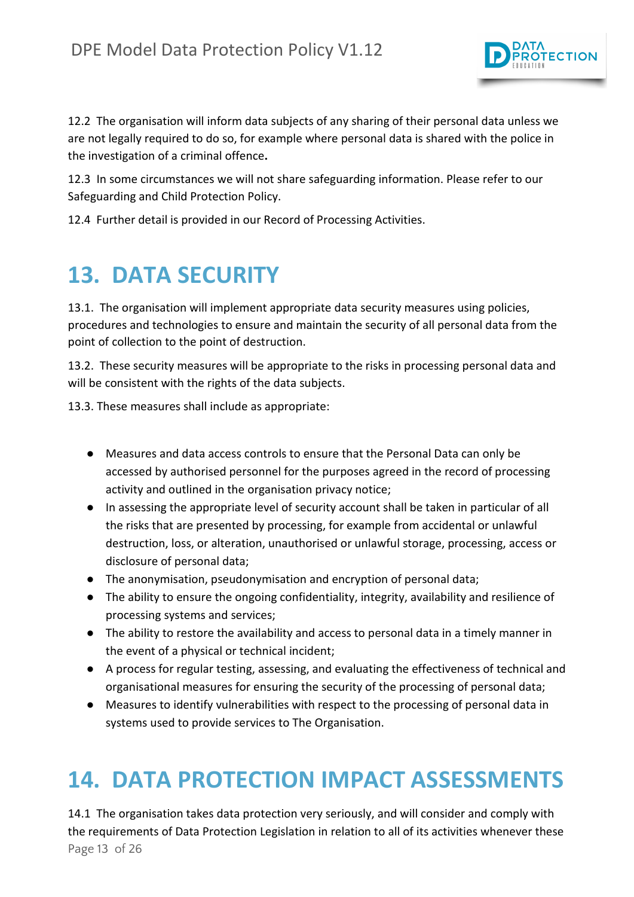12.2 The organisation will inform data subjects of any sharing of their personal data unless we are not legally required to do so, for example where personal data is shared with the police in the investigation of a criminal offence**.**

12.3 In some circumstances we will not share safeguarding information. Please refer to our Safeguarding and Child Protection Policy.

12.4 Further detail is provided in our Record of Processing Activities.

# 13. DATA SECURITY

13.1. The organisation will implement appropriate data security measures using policies, procedures and technologies to ensure and maintain the security of all personal data from the point of collection to the point of destruction.

13.2. These security measures will be appropriate to the risks in processing personal data and will be consistent with the rights of the data subjects.

13.3. These measures shall include as appropriate:

- Measures and data access controls to ensure that the Personal Data can only be accessed by authorised personnel for the purposes agreed in the record of processing activity and outlined in the organisation privacy notice;
- In assessing the appropriate level of security account shall be taken in particular of all the risks that are presented by processing, for example from accidental or unlawful destruction, loss, or alteration, unauthorised or unlawful storage, processing, access or disclosure of personal data;
- The anonymisation, pseudonymisation and encryption of personal data;
- The ability to ensure the ongoing confidentiality, integrity, availability and resilience of processing systems and services;
- The ability to restore the availability and access to personal data in a timely manner in the event of a physical or technical incident;
- A process for regular testing, assessing, and evaluating the effectiveness of technical and organisational measures for ensuring the security of the processing of personal data;
- Measures to identify vulnerabilities with respect to the processing of personal data in systems used to provide services to The Organisation.

# 14. DATA PROTECTION IMPACT ASSESSMENTS

14.1 The organisation takes data protection very seriously, and will consider and comply with the requirements of Data Protection Legislation in relation to all of its activities whenever these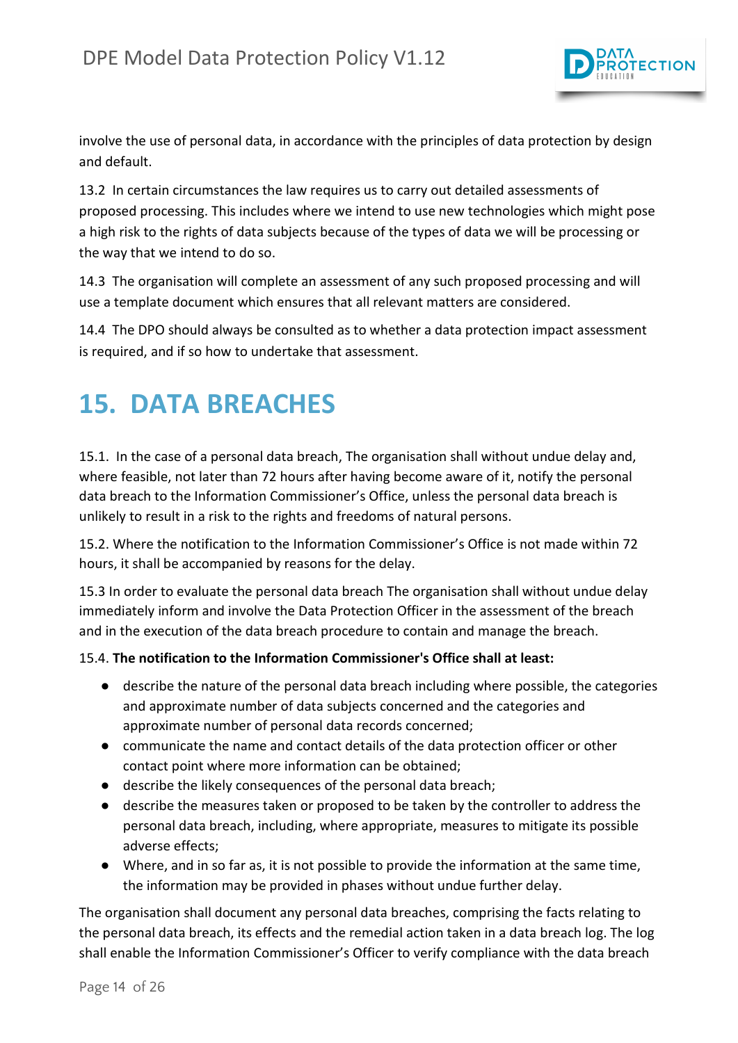involve the use of personal data, in accordance with the principles of data protection by design and default.

13.2 In certain circumstances the law requires us to carry out detailed assessments of proposed processing. This includes where we intend to use new technologies which might pose a high risk to the rights of data subjects because of the types of data we will be processing or the way that we intend to do so.

14.3 The organisation will complete an assessment of any such proposed processing and will use a template document which ensures that all relevant matters are considered.

14.4 The DPO should always be consulted as to whether a data protection impact assessment is required, and if so how to undertake that assessment.

# 15. DATA BREACHES

15.1. In the case of a personal data breach, The organisation shall without undue delay and, where feasible, not later than 72 hours after having become aware of it, notify the personal data breach to the Information Commissioner's Office, unless the personal data breach is unlikely to result in a risk to the rights and freedoms of natural persons.

15.2. Where the notification to the Information Commissioner's Office is not made within 72 hours, it shall be accompanied by reasons for the delay.

15.3 In order to evaluate the personal data breach The organisation shall without undue delay immediately inform and involve the Data Protection Officer in the assessment of the breach and in the execution of the data breach procedure to contain and manage the breach.

15.4. **The notification to the Information Commissioner's Office shall at least:**

- describe the nature of the personal data breach including where possible, the categories and approximate number of data subjects concerned and the categories and approximate number of personal data records concerned;
- communicate the name and contact details of the data protection officer or other contact point where more information can be obtained;
- describe the likely consequences of the personal data breach;
- describe the measures taken or proposed to be taken by the controller to address the personal data breach, including, where appropriate, measures to mitigate its possible adverse effects;
- Where, and in so far as, it is not possible to provide the information at the same time, the information may be provided in phases without undue further delay.

The organisation shall document any personal data breaches, comprising the facts relating to the personal data breach, its effects and the remedial action taken in a data breach log. The log shall enable the Information Commissioner's Officer to verify compliance with the data breach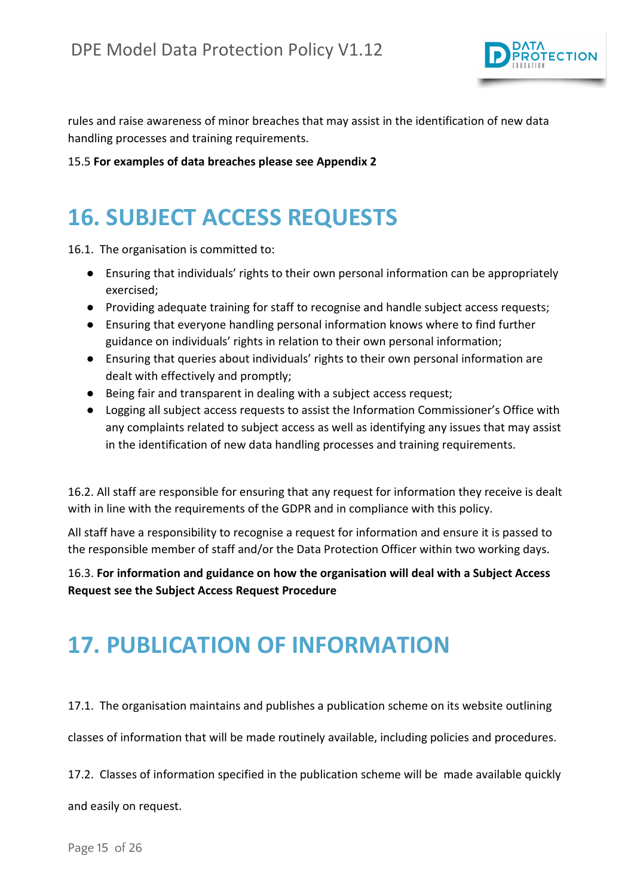rules and raise awareness of minor breaches that may assist in the identification of new data handling processes and training requirements.

15.5 **For examples of data breaches please see Appendix 2**

# 16. SUBJECT ACCESS REQUESTS

16.1. The organisation is committed to:

- Ensuring that individuals' rights to their own personal information can be appropriately exercised;
- Providing adequate training for staff to recognise and handle subject access requests;
- Ensuring that everyone handling personal information knows where to find further guidance on individuals' rights in relation to their own personal information;
- Ensuring that queries about individuals' rights to their own personal information are dealt with effectively and promptly;
- Being fair and transparent in dealing with a subject access request;
- Logging all subject access requests to assist the Information Commissioner's Office with any complaints related to subject access as well as identifying any issues that may assist in the identification of new data handling processes and training requirements.

16.2. All staff are responsible for ensuring that any request for information they receive is dealt with in line with the requirements of the GDPR and in compliance with this policy.

All staff have a responsibility to recognise a request for information and ensure it is passed to the responsible member of staff and/or the Data Protection Officer within two working days.

16.3. **For information and guidance on how the organisation will deal with a Subject Access Request see the Subject Access Request Procedure**

# 17. PUBLICATION OF INFORMATION

17.1. The organisation maintains and publishes a publication scheme on its website outlining classes of information that will be made routinely available, including policies and procedures.

17.2. Classes of information specified in the publication scheme will be made available quickly and easily on request.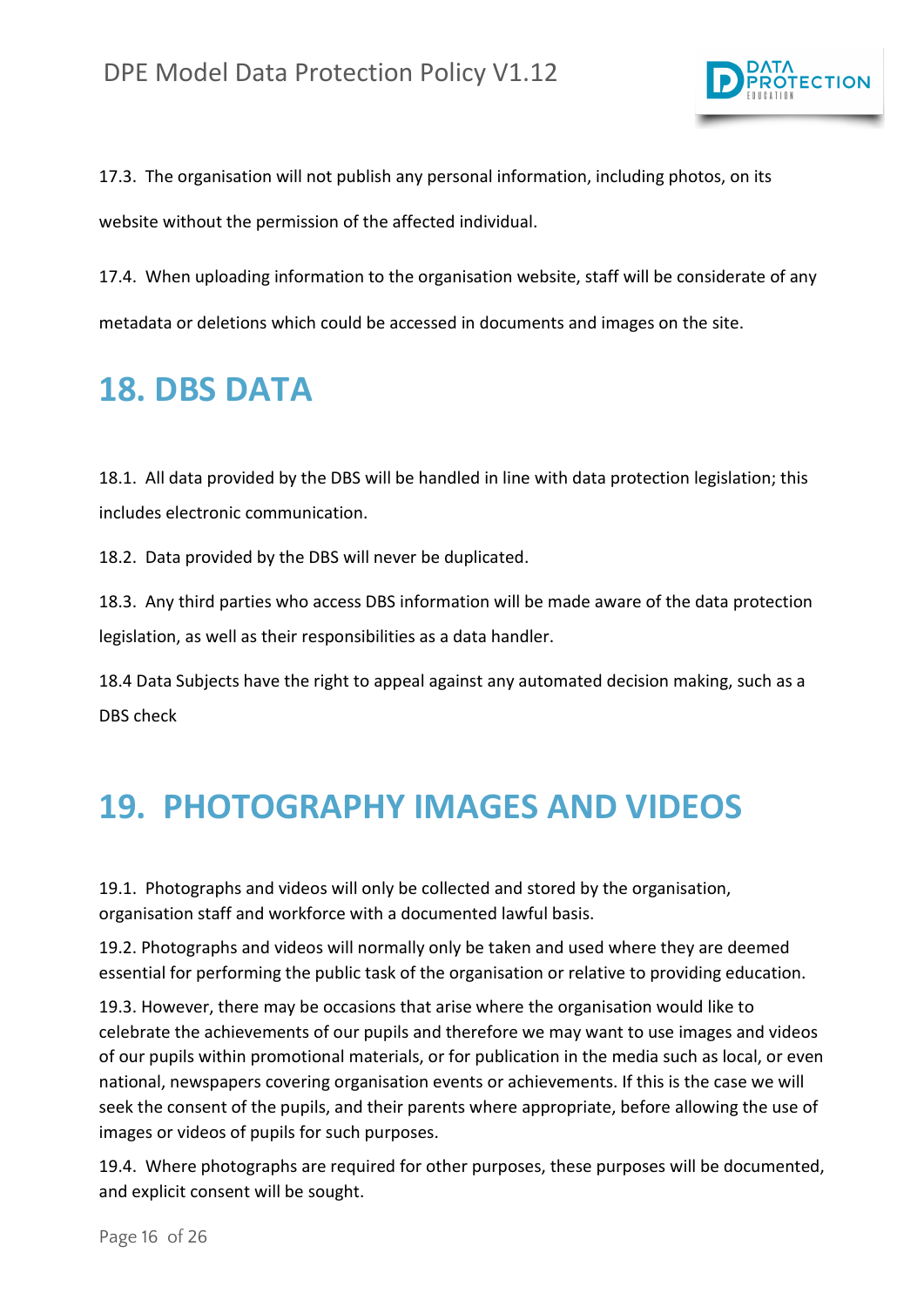17.3. The organisation will not publish any personal information, including photos, on its website without the permission of the affected individual.

17.4. When uploading information to the organisation website, staff will be considerate of any metadata or deletions which could be accessed in documents and images on the site.

# 18. DBS DATA

18.1. All data provided by the DBS will be handled in line with data protection legislation; this includes electronic communication.

18.2. Data provided by the DBS will never be duplicated.

18.3. Any third parties who access DBS information will be made aware of the data protection legislation, as well as their responsibilities as a data handler.

18.4 Data Subjects have the right to appeal against any automated decision making, such as a DBS check

# 19. PHOTOGRAPHY IMAGES AND VIDEOS

19.1. Photographs and videos will only be collected and stored by the organisation, organisation staff and workforce with a documented lawful basis.

19.2. Photographs and videos will normally only be taken and used where they are deemed essential for performing the public task of the organisation or relative to providing education.

19.3. However, there may be occasions that arise where the organisation would like to celebrate the achievements of our pupils and therefore we may want to use images and videos of our pupils within promotional materials, or for publication in the media such as local, or even national, newspapers covering organisation events or achievements. If this is the case we will seek the consent of the pupils, and their parents where appropriate, before allowing the use of images or videos of pupils for such purposes.

19.4. Where photographs are required for other purposes, these purposes will be documented, and explicit consent will be sought.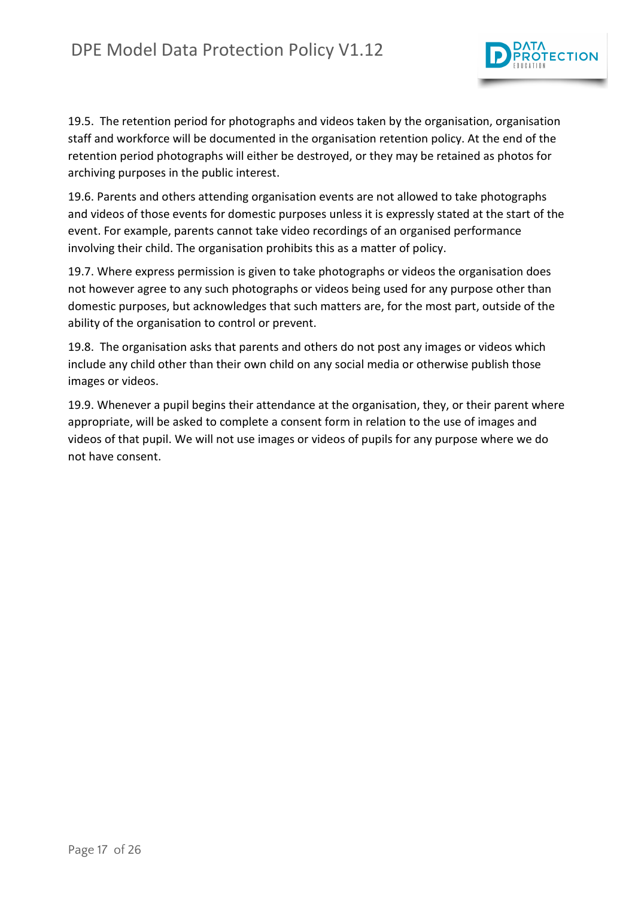19.5. The retention period for photographs and videos taken by the organisation, organisation staff and workforce will be documented in the organisation retention policy. At the end of the retention period photographs will either be destroyed, or they may be retained as photos for archiving purposes in the public interest.

19.6. Parents and others attending organisation events are not allowed to take photographs and videos of those events for domestic purposes unless it is expressly stated at the start of the event. For example, parents cannot take video recordings of an organised performance involving their child. The organisation prohibits this as a matter of policy.

19.7. Where express permission is given to take photographs or videos the organisation does not however agree to any such photographs or videos being used for any purpose other than domestic purposes, but acknowledges that such matters are, for the most part, outside of the ability of the organisation to control or prevent.

19.8. The organisation asks that parents and others do not post any images or videos which include any child other than their own child on any social media or otherwise publish those images or videos.

19.9. Whenever a pupil begins their attendance at the organisation, they, or their parent where appropriate, will be asked to complete a consent form in relation to the use of images and videos of that pupil. We will not use images or videos of pupils for any purpose where we do not have consent.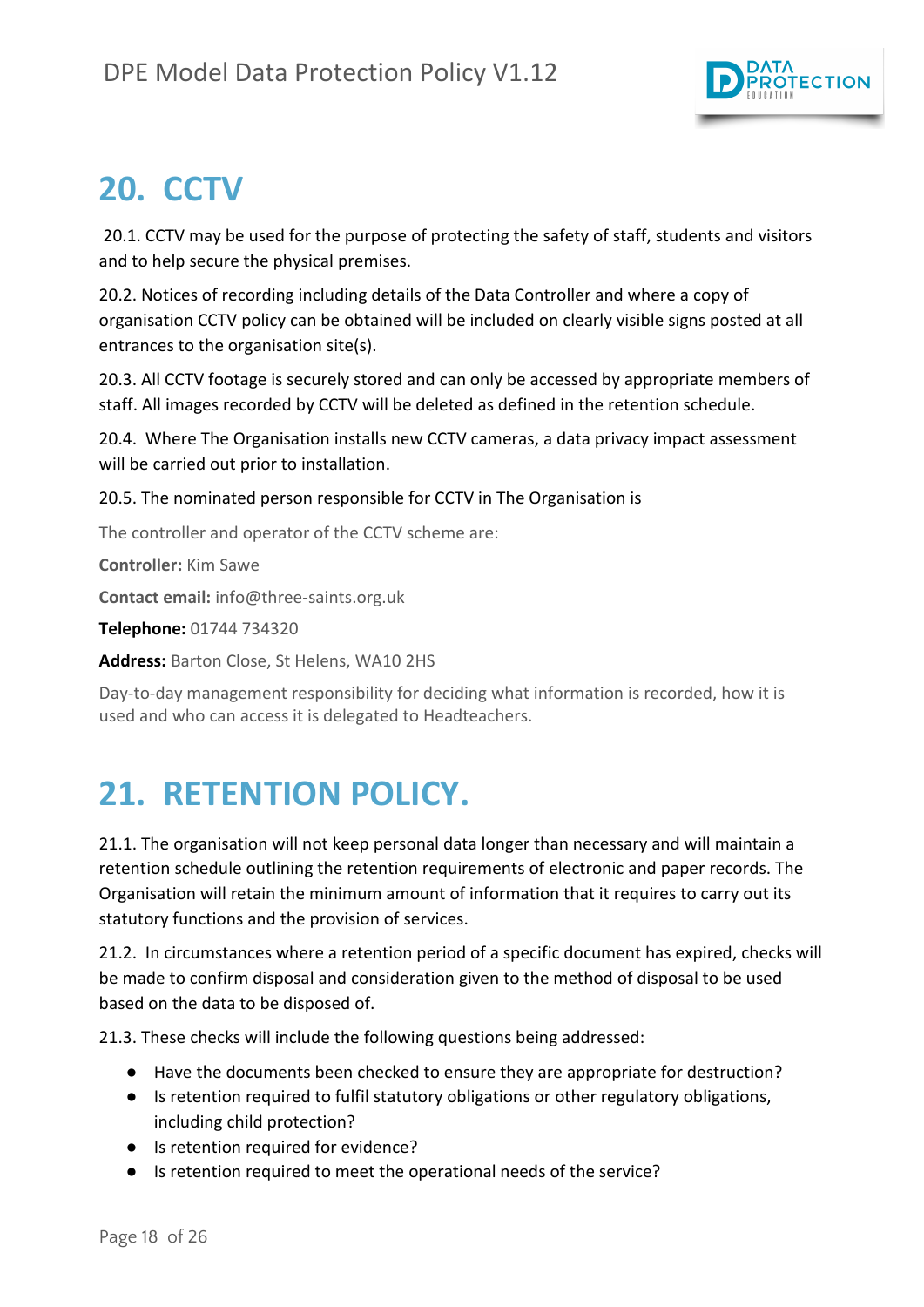# 20. CCTV

20.1. CCTV may be used for the purpose of protecting the safety of staff, students and visitors and to help secure the physical premises.

20.2. Notices of recording including details of the Data Controller and where a copy of organisation CCTV policy can be obtained will be included on clearly visible signs posted at all entrances to the organisation site(s).

20.3. All CCTV footage is securely stored and can only be accessed by appropriate members of staff. All images recorded by CCTV will be deleted as defined in the retention schedule.

20.4. Where The Organisation installs new CCTV cameras, a data privacy impact assessment will be carried out prior to installation.

20.5. The nominated person responsible for CCTV in The Organisation is

The controller and operator of the CCTV scheme are:

**Controller:** Kim Sawe

**Contact email:** info@three-saints.org.uk

**Telephone:** 01744 734320

**Address:** Barton Close, St Helens, WA10 2HS

Day-to-day management responsibility for deciding what information is recorded, how it is used and who can access it is delegated to Headteachers.

# 21. RETENTION POLICY.

21.1. The organisation will not keep personal data longer than necessary and will maintain a retention schedule outlining the retention requirements of electronic and paper records. The Organisation will retain the minimum amount of information that it requires to carry out its statutory functions and the provision of services.

21.2. In circumstances where a retention period of a specific document has expired, checks will be made to confirm disposal and consideration given to the method of disposal to be used based on the data to be disposed of.

21.3. These checks will include the following questions being addressed:

- Have the documents been checked to ensure they are appropriate for destruction?
- Is retention required to fulfil statutory obligations or other regulatory obligations, including child protection?
- Is retention required for evidence?
- Is retention required to meet the operational needs of the service?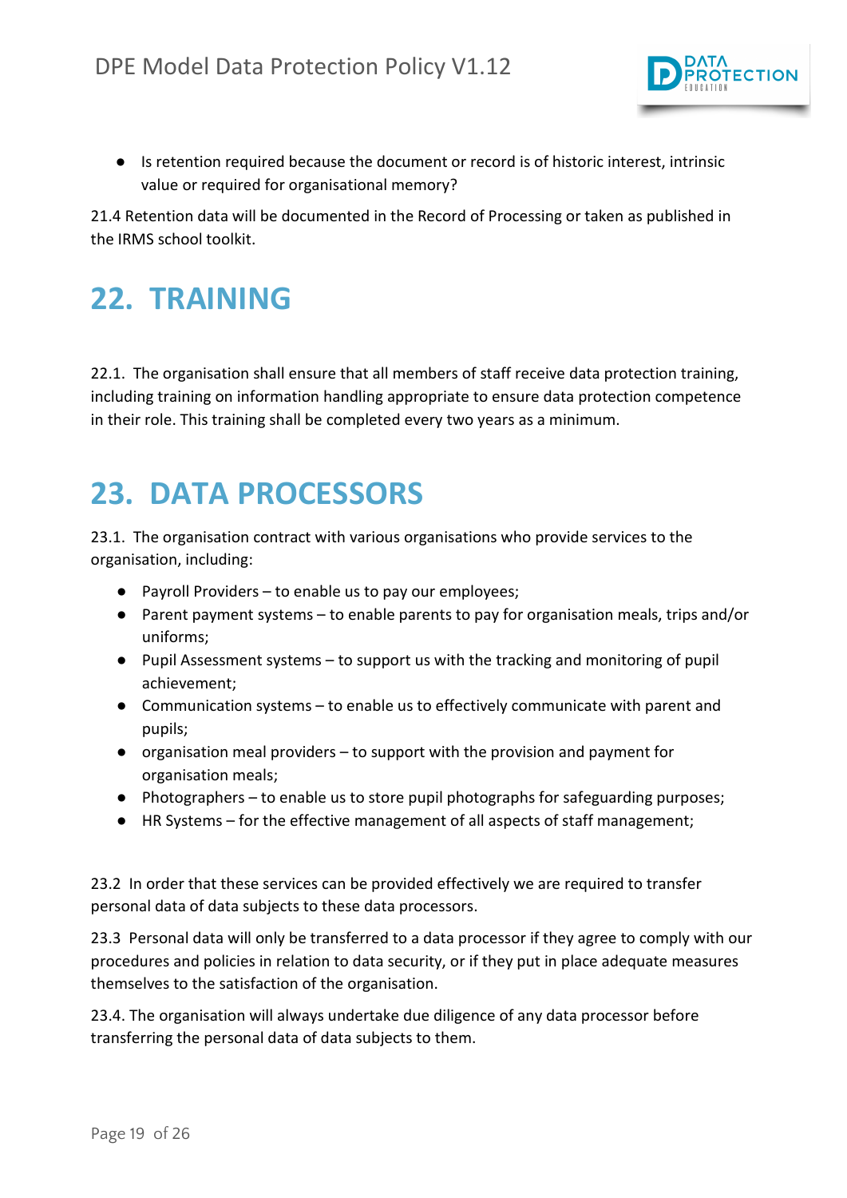- Is retention required because the document or record is of historic interest, intrinsic value or required for organisational memory?

21.4 Retention data will be documented in the Record of Processing or taken as published in the IRMS school toolkit.

# 22. TRAINING

22.1. The organisation shall ensure that all members of staff receive data protection training, including training on information handling appropriate to ensure data protection competence in their role. This training shall be completed every two years as a minimum.

# 23. DATA PROCESSORS

23.1. The organisation contract with various organisations who provide services to the organisation, including:

- Payroll Providers – to enable us to pay our employees;
- Parent payment systems – to enable parents to pay for organisation meals, trips and/or uniforms;
- Pupil Assessment systems – to support us with the tracking and monitoring of pupil achievement;
- Communication systems – to enable us to effectively communicate with parent and pupils;
- organisation meal providers – to support with the provision and payment for organisation meals;
- Photographers – to enable us to store pupil photographs for safeguarding purposes;
- HR Systems – for the effective management of all aspects of staff management;

23.2 In order that these services can be provided effectively we are required to transfer personal data of data subjects to these data processors.

23.3 Personal data will only be transferred to a data processor if they agree to comply with our procedures and policies in relation to data security, or if they put in place adequate measures themselves to the satisfaction of the organisation.

23.4. The organisation will always undertake due diligence of any data processor before transferring the personal data of data subjects to them.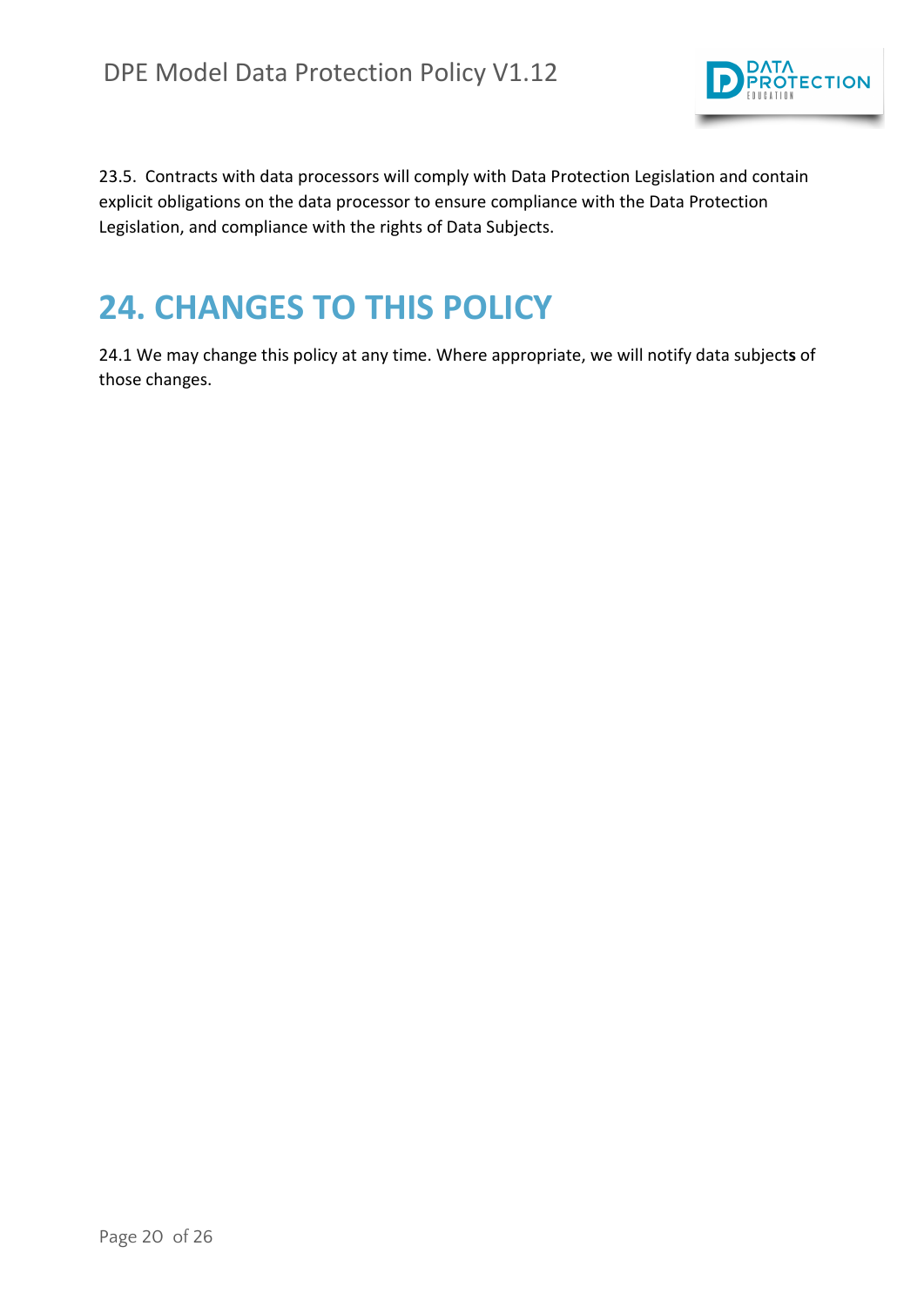23.5. Contracts with data processors will comply with Data Protection Legislation and contain explicit obligations on the data processor to ensure compliance with the Data Protection Legislation, and compliance with the rights of Data Subjects.

# 24. CHANGES TO THIS POLICY

24.1 We may change this policy at any time. Where appropriate, we will notify data subjects of those changes.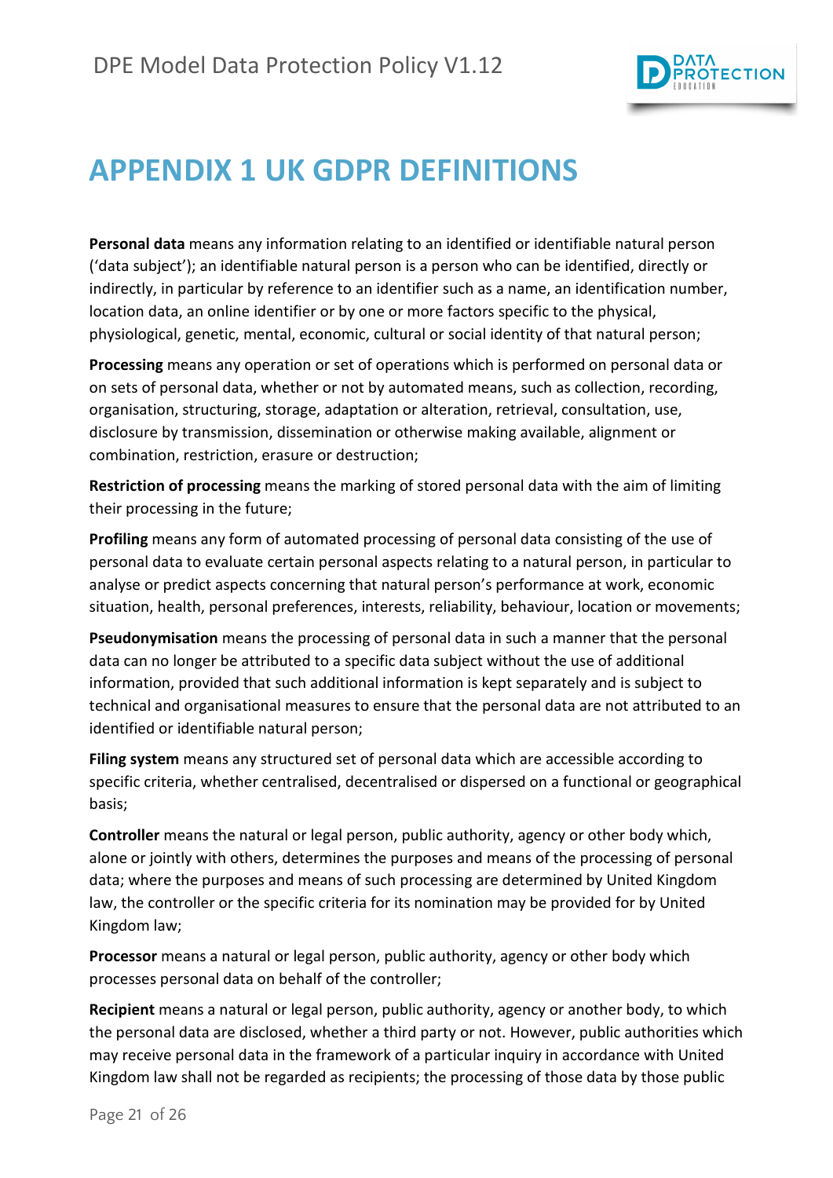# APPENDIX 1 UK GDPR DEFINITIONS

**Personal data** means any information relating to an identified or identifiable natural person ('data subject'); an identifiable natural person is a person who can be identified, directly or indirectly, in particular by reference to an identifier such as a name, an identification number, location data, an online identifier or by one or more factors specific to the physical, physiological, genetic, mental, economic, cultural or social identity of that natural person;

**Processing** means any operation or set of operations which is performed on personal data or on sets of personal data, whether or not by automated means, such as collection, recording, organisation, structuring, storage, adaptation or alteration, retrieval, consultation, use, disclosure by transmission, dissemination or otherwise making available, alignment or combination, restriction, erasure or destruction;

**Restriction of processing** means the marking of stored personal data with the aim of limiting their processing in the future;

**Profiling** means any form of automated processing of personal data consisting of the use of personal data to evaluate certain personal aspects relating to a natural person, in particular to analyse or predict aspects concerning that natural person's performance at work, economic situation, health, personal preferences, interests, reliability, behaviour, location or movements;

**Pseudonymisation** means the processing of personal data in such a manner that the personal data can no longer be attributed to a specific data subject without the use of additional information, provided that such additional information is kept separately and is subject to technical and organisational measures to ensure that the personal data are not attributed to an identified or identifiable natural person;

**Filing system** means any structured set of personal data which are accessible according to specific criteria, whether centralised, decentralised or dispersed on a functional or geographical basis;

**Controller** means the natural or legal person, public authority, agency or other body which, alone or jointly with others, determines the purposes and means of the processing of personal data; where the purposes and means of such processing are determined by United Kingdom law, the controller or the specific criteria for its nomination may be provided for by United Kingdom law;

**Processor** means a natural or legal person, public authority, agency or other body which processes personal data on behalf of the controller;

**Recipient** means a natural or legal person, public authority, agency or another body, to which the personal data are disclosed, whether a third party or not. However, public authorities which may receive personal data in the framework of a particular inquiry in accordance with United Kingdom law shall not be regarded as recipients; the processing of those data by those public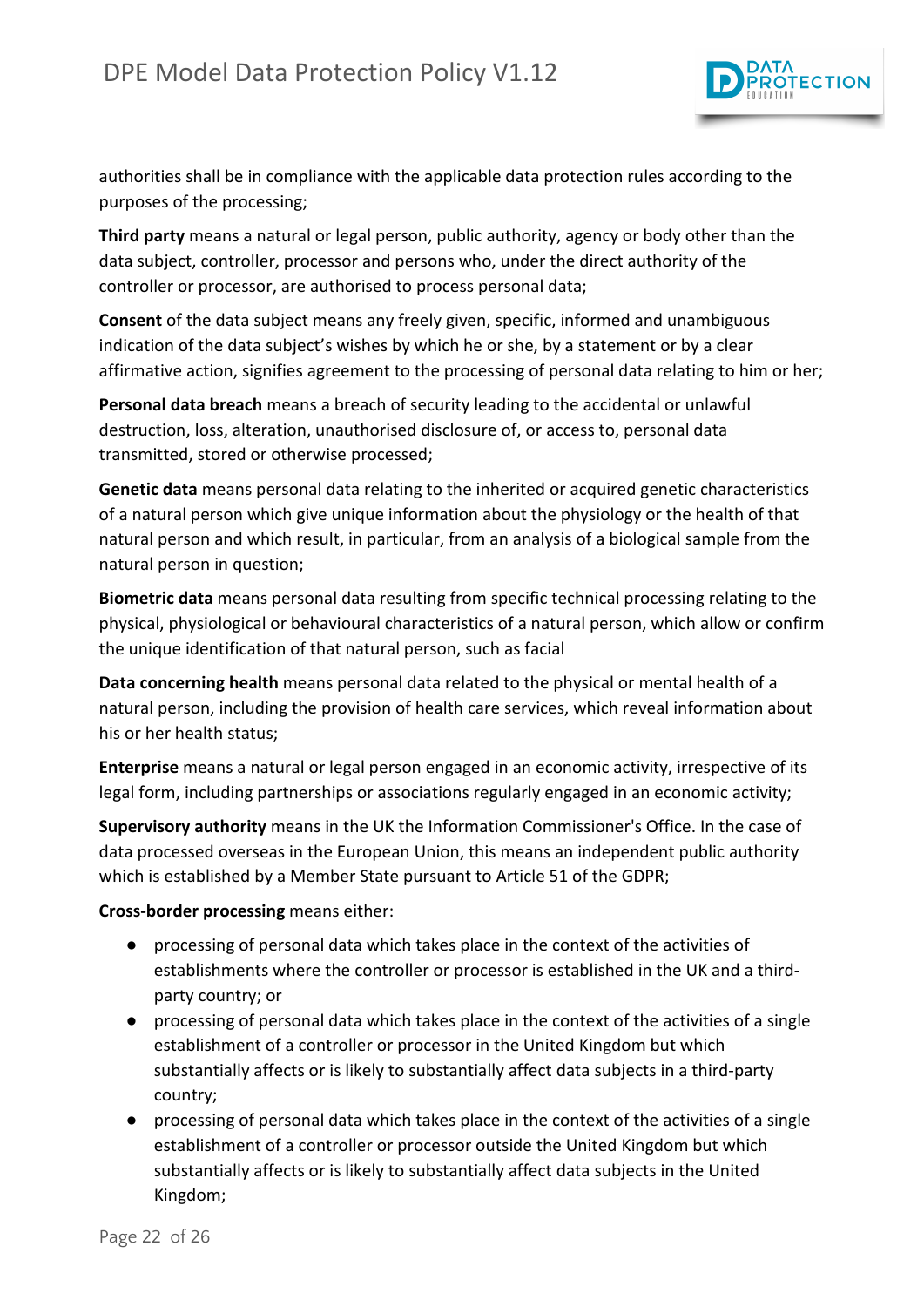authorities shall be in compliance with the applicable data protection rules according to the purposes of the processing;

**Third party** means a natural or legal person, public authority, agency or body other than the data subject, controller, processor and persons who, under the direct authority of the controller or processor, are authorised to process personal data;

**Consent** of the data subject means any freely given, specific, informed and unambiguous indication of the data subject's wishes by which he or she, by a statement or by a clear affirmative action, signifies agreement to the processing of personal data relating to him or her;

**Personal data breach** means a breach of security leading to the accidental or unlawful destruction, loss, alteration, unauthorised disclosure of, or access to, personal data transmitted, stored or otherwise processed;

**Genetic data** means personal data relating to the inherited or acquired genetic characteristics of a natural person which give unique information about the physiology or the health of that natural person and which result, in particular, from an analysis of a biological sample from the natural person in question;

**Biometric data** means personal data resulting from specific technical processing relating to the physical, physiological or behavioural characteristics of a natural person, which allow or confirm the unique identification of that natural person, such as facial

**Data concerning health** means personal data related to the physical or mental health of a natural person, including the provision of health care services, which reveal information about his or her health status;

**Enterprise** means a natural or legal person engaged in an economic activity, irrespective of its legal form, including partnerships or associations regularly engaged in an economic activity;

**Supervisory authority** means in the UK the Information Commissioner's Office. In the case of data processed overseas in the European Union, this means an independent public authority which is established by a Member State pursuant to Article 51 of the GDPR;

**Cross-border processing** means either:

- processing of personal data which takes place in the context of the activities of establishments where the controller or processor is established in the UK and a third-party country; or
- processing of personal data which takes place in the context of the activities of a single establishment of a controller or processor in the United Kingdom but which substantially affects or is likely to substantially affect data subjects in a third-party country;
- processing of personal data which takes place in the context of the activities of a single establishment of a controller or processor outside the United Kingdom but which substantially affects or is likely to substantially affect data subjects in the United Kingdom;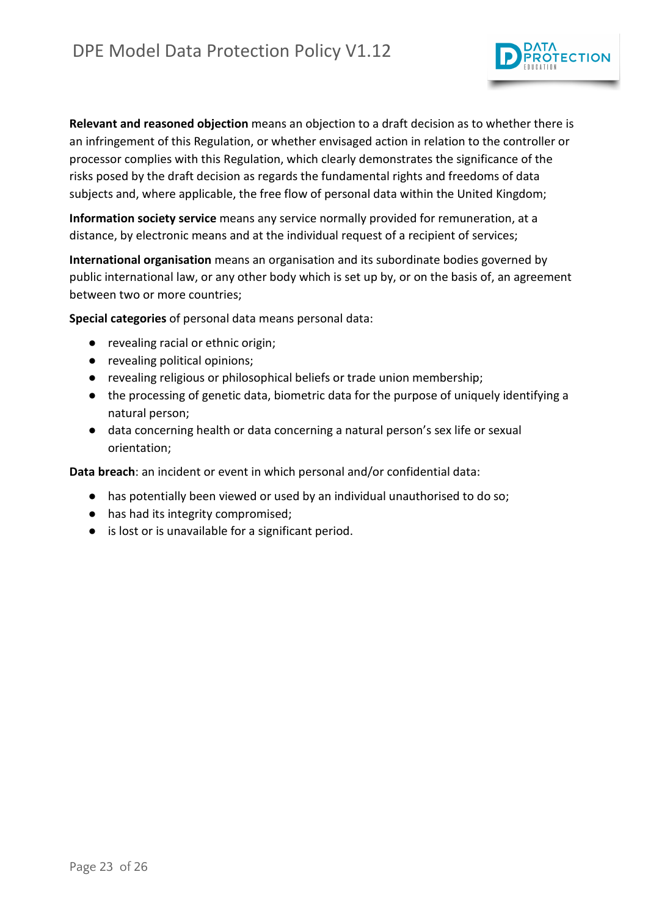**Relevant and reasoned objection** means an objection to a draft decision as to whether there is an infringement of this Regulation, or whether envisaged action in relation to the controller or processor complies with this Regulation, which clearly demonstrates the significance of the risks posed by the draft decision as regards the fundamental rights and freedoms of data subjects and, where applicable, the free flow of personal data within the United Kingdom;

**Information society service** means any service normally provided for remuneration, at a distance, by electronic means and at the individual request of a recipient of services;

**International organisation** means an organisation and its subordinate bodies governed by public international law, or any other body which is set up by, or on the basis of, an agreement between two or more countries;

**Special categories** of personal data means personal data:

- revealing racial or ethnic origin;
- revealing political opinions;
- revealing religious or philosophical beliefs or trade union membership;
- the processing of genetic data, biometric data for the purpose of uniquely identifying a natural person;
- data concerning health or data concerning a natural person's sex life or sexual orientation;

**Data breach**: an incident or event in which personal and/or confidential data:

- has potentially been viewed or used by an individual unauthorised to do so;
- has had its integrity compromised;
- is lost or is unavailable for a significant period.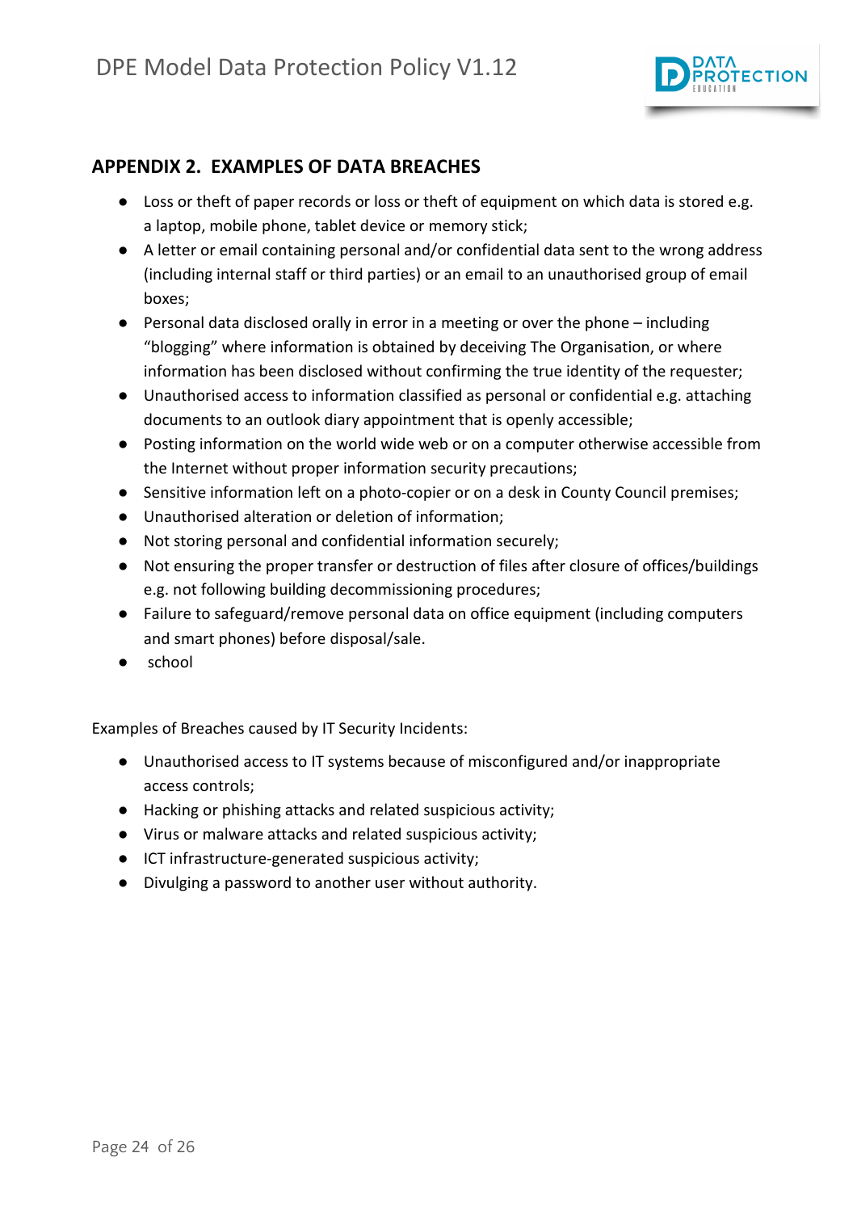## APPENDIX 2. EXAMPLES OF DATA BREACHES

- Loss or theft of paper records or loss or theft of equipment on which data is stored e.g. a laptop, mobile phone, tablet device or memory stick;
- A letter or email containing personal and/or confidential data sent to the wrong address (including internal staff or third parties) or an email to an unauthorised group of email boxes;
- Personal data disclosed orally in error in a meeting or over the phone – including "blogging" where information is obtained by deceiving The Organisation, or where information has been disclosed without confirming the true identity of the requester;
- Unauthorised access to information classified as personal or confidential e.g. attaching documents to an outlook diary appointment that is openly accessible;
- Posting information on the world wide web or on a computer otherwise accessible from the Internet without proper information security precautions;
- Sensitive information left on a photo-copier or on a desk in County Council premises;
- Unauthorised alteration or deletion of information;
- Not storing personal and confidential information securely;
- Not ensuring the proper transfer or destruction of files after closure of offices/buildings e.g. not following building decommissioning procedures;
- Failure to safeguard/remove personal data on office equipment (including computers and smart phones) before disposal/sale.
- school

Examples of Breaches caused by IT Security Incidents:

- Unauthorised access to IT systems because of misconfigured and/or inappropriate access controls;
- Hacking or phishing attacks and related suspicious activity;
- Virus or malware attacks and related suspicious activity;
- ICT infrastructure-generated suspicious activity;
- Divulging a password to another user without authority.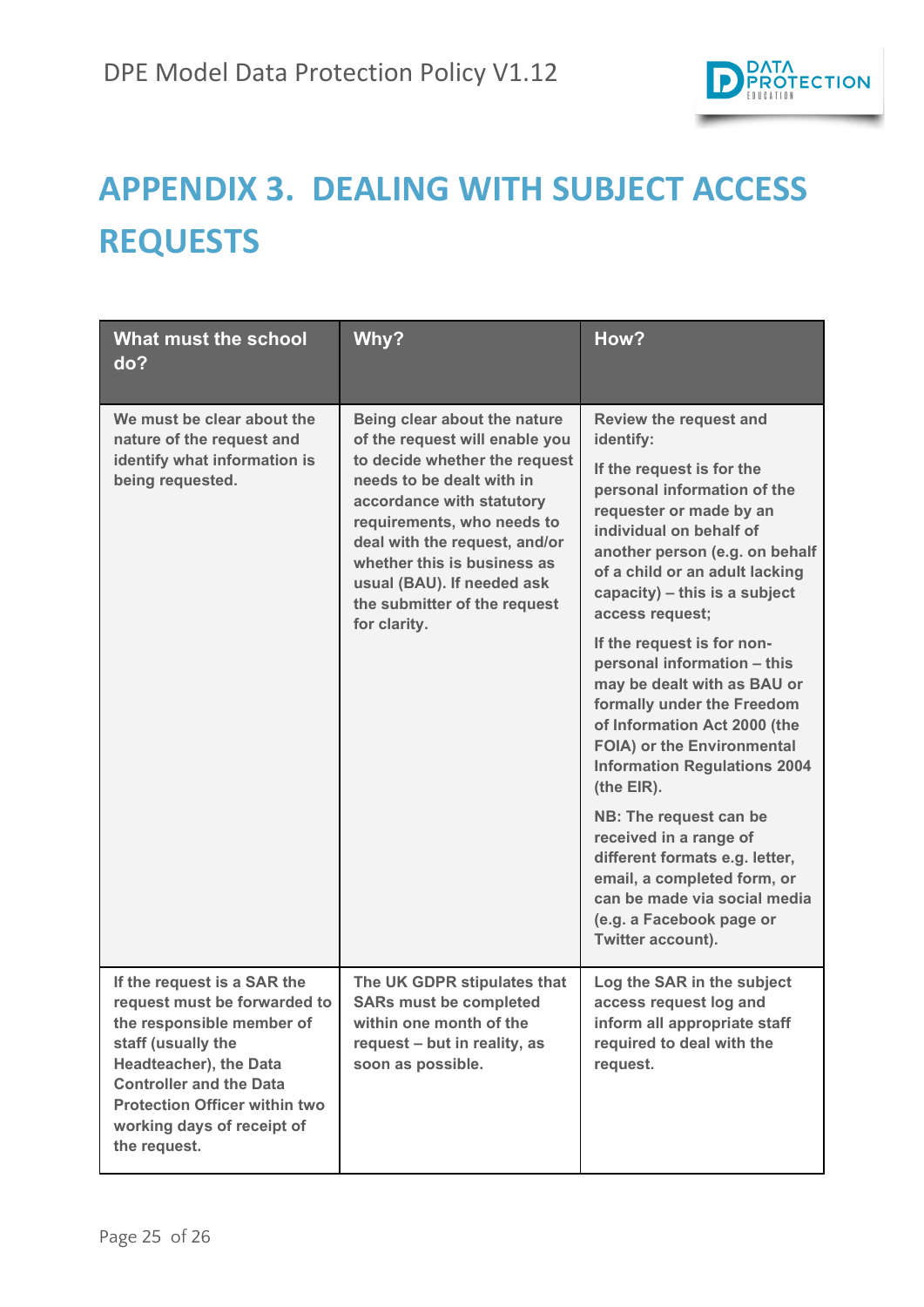# APPENDIX 3. DEALING WITH SUBJECT ACCESS REQUESTS

| What must the school do? | Why? | How? |
|---|---|---|
| We must be clear about the nature of the request and identify what information is being requested. | Being clear about the nature of the request will enable you to decide whether the request needs to be dealt with in accordance with statutory requirements, who needs to deal with the request, and/or whether this is business as usual (BAU). If needed ask the submitter of the request for clarity. | Review the request and identify:<br><br>If the request is for the personal information of the requester or made by an individual on behalf of another person (e.g. on behalf of a child or an adult lacking capacity) – this is a subject access request;<br><br>If the request is for non-personal information – this may be dealt with as BAU or formally under the Freedom of Information Act 2000 (the FOIA) or the Environmental Information Regulations 2004 (the EIR).<br><br>NB: The request can be received in a range of different formats e.g. letter, email, a completed form, or can be made via social media (e.g. a Facebook page or Twitter account). |
| If the request is a SAR the request must be forwarded to the responsible member of staff (usually the Headteacher), the Data Controller and the Data Protection Officer within two working days of receipt of the request. | The UK GDPR stipulates that SARs must be completed within one month of the request – but in reality, as soon as possible. | Log the SAR in the subject access request log and inform all appropriate staff required to deal with the request. |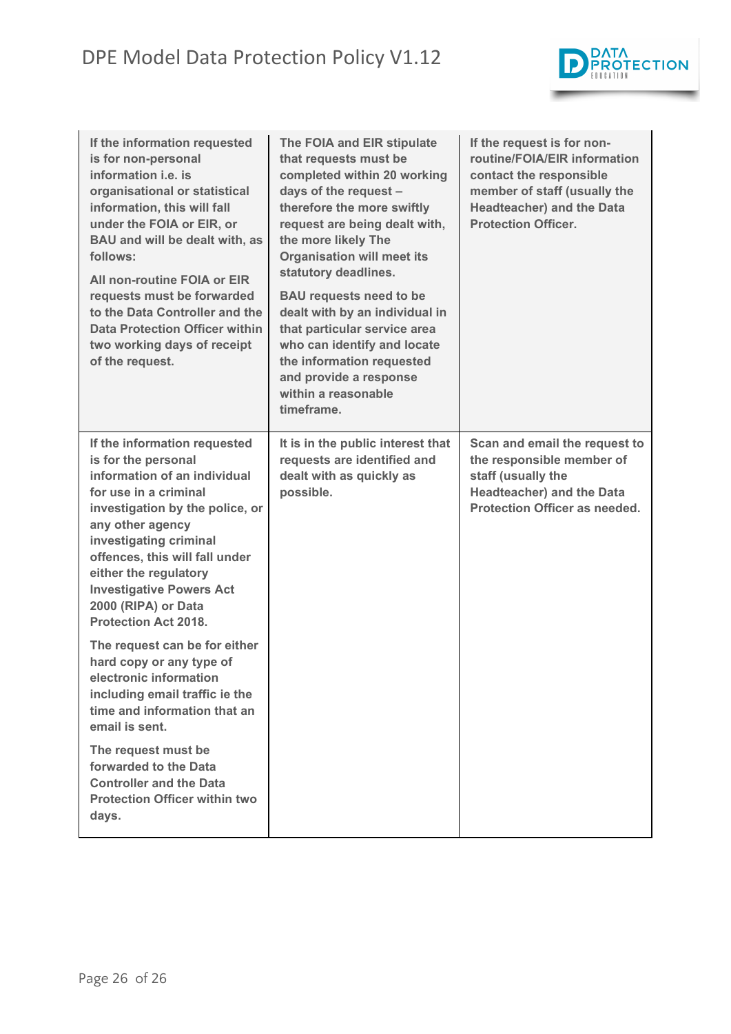| | | |
|---|---|---|
| **If the information requested is for non-personal information i.e. is organisational or statistical information, this will fall under the FOIA or EIR, or BAU and will be dealt with, as follows:**<br><br>**All non-routine FOIA or EIR requests must be forwarded to the Data Controller and the Data Protection Officer within two working days of receipt of the request.** | **The FOIA and EIR stipulate that requests must be completed within 20 working days of the request – therefore the more swiftly request are being dealt with, the more likely The Organisation will meet its statutory deadlines.**<br><br>**BAU requests need to be dealt with by an individual in that particular service area who can identify and locate the information requested and provide a response within a reasonable timeframe.** | **If the request is for non-routine/FOIA/EIR information contact the responsible member of staff (usually the Headteacher) and the Data Protection Officer.** |
| **If the information requested is for the personal information of an individual for use in a criminal investigation by the police, or any other agency investigating criminal offences, this will fall under either the regulatory Investigative Powers Act 2000 (RIPA) or Data Protection Act 2018.**<br><br>**The request can be for either hard copy or any type of electronic information including email traffic ie the time and information that an email is sent.**<br><br>**The request must be forwarded to the Data Controller and the Data Protection Officer within two days.** | **It is in the public interest that requests are identified and dealt with as quickly as possible.** | **Scan and email the request to the responsible member of staff (usually the Headteacher) and the Data Protection Officer as needed.** |